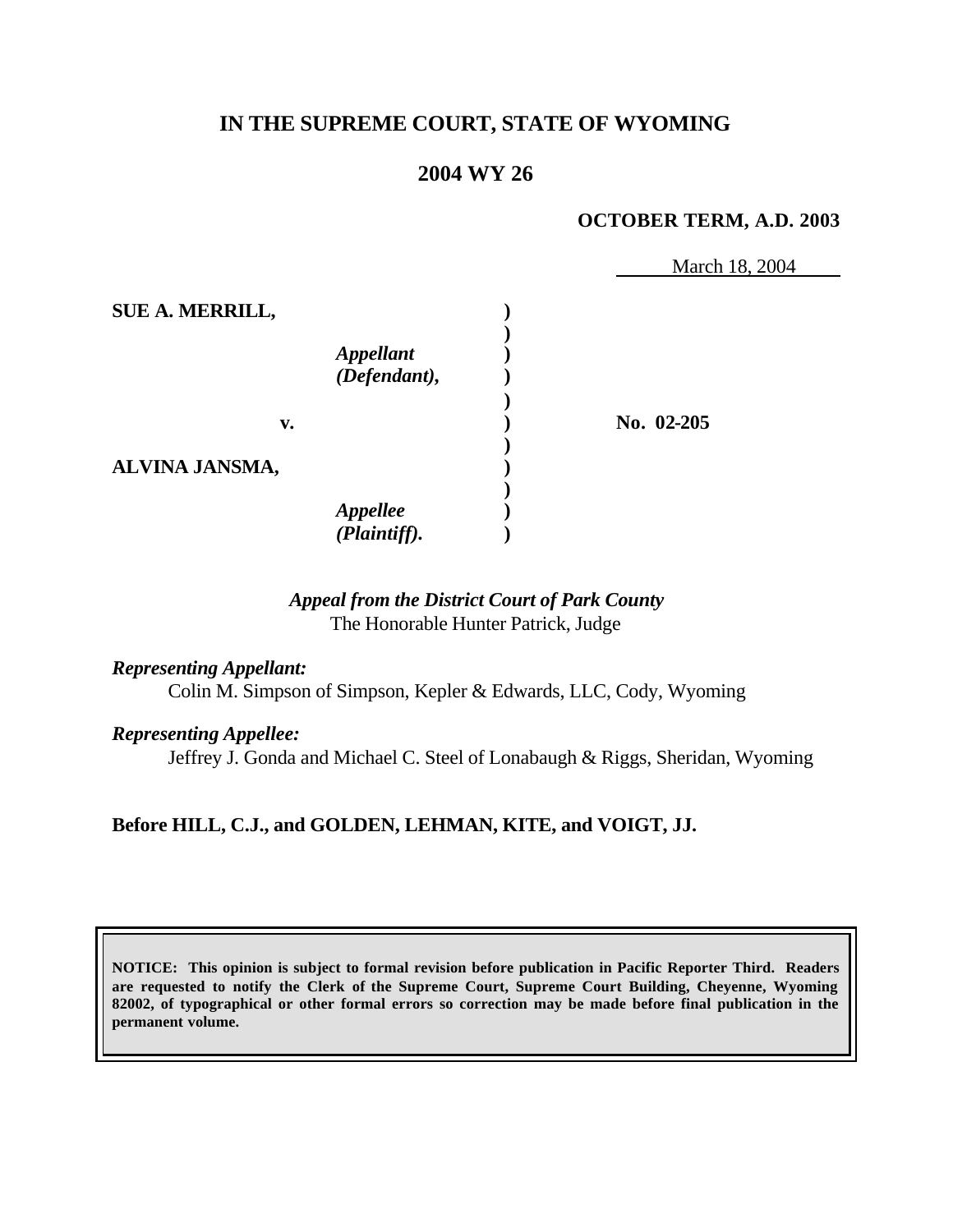# IN THE SUPREME COURT, STATE OF WYOMING

## 2004 WY 26

**OCTOBER TERM, A.D. 2003**

March 18, 2004

| | | |
|---|---|---|
| **SUE A. MERRILL,** *Appellant (Defendant),* | ) | |
| **v.** | ) | **No. 02-205** |
| **ALVINA JANSMA,** *Appellee (Plaintiff).* | ) | |

*Appeal from the District Court of Park County*
The Honorable Hunter Patrick, Judge

*Representing Appellant:*
Colin M. Simpson of Simpson, Kepler & Edwards, LLC, Cody, Wyoming

*Representing Appellee:*
Jeffrey J. Gonda and Michael C. Steel of Lonabaugh & Riggs, Sheridan, Wyoming

**Before HILL, C.J., and GOLDEN, LEHMAN, KITE, and VOIGT, JJ.**

**NOTICE: This opinion is subject to formal revision before publication in Pacific Reporter Third. Readers are requested to notify the Clerk of the Supreme Court, Supreme Court Building, Cheyenne, Wyoming 82002, of typographical or other formal errors so correction may be made before final publication in the permanent volume.**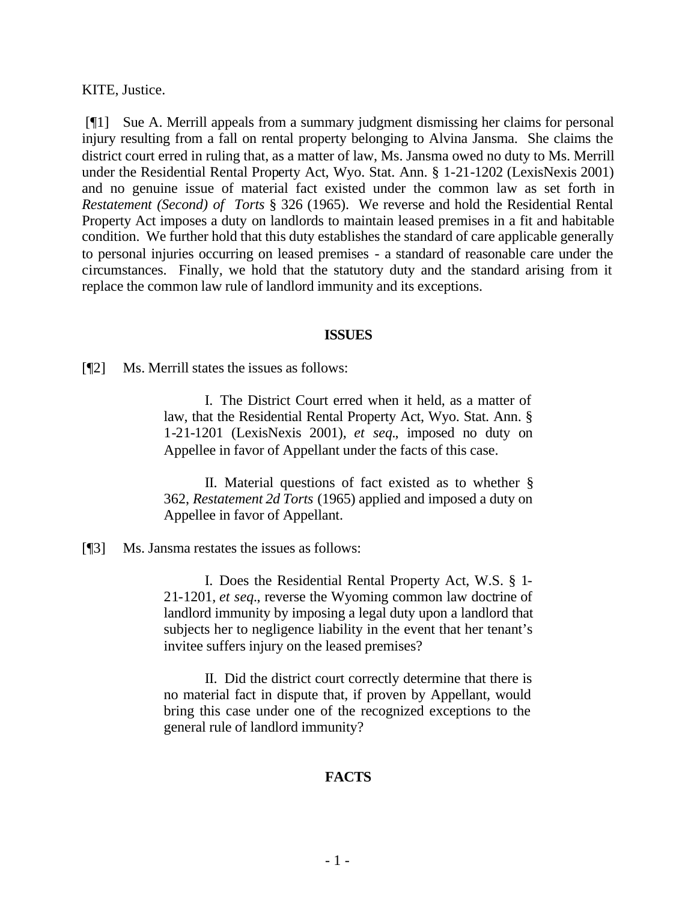KITE, Justice.

[¶1] Sue A. Merrill appeals from a summary judgment dismissing her claims for personal injury resulting from a fall on rental property belonging to Alvina Jansma. She claims the district court erred in ruling that, as a matter of law, Ms. Jansma owed no duty to Ms. Merrill under the Residential Rental Property Act, Wyo. Stat. Ann. § 1-21-1202 (LexisNexis 2001) and no genuine issue of material fact existed under the common law as set forth in *Restatement (Second) of Torts* § 326 (1965). We reverse and hold the Residential Rental Property Act imposes a duty on landlords to maintain leased premises in a fit and habitable condition. We further hold that this duty establishes the standard of care applicable generally to personal injuries occurring on leased premises - a standard of reasonable care under the circumstances. Finally, we hold that the statutory duty and the standard arising from it replace the common law rule of landlord immunity and its exceptions.

## ISSUES

[¶2] Ms. Merrill states the issues as follows:

> I. The District Court erred when it held, as a matter of law, that the Residential Rental Property Act, Wyo. Stat. Ann. § 1-21-1201 (LexisNexis 2001), *et seq*., imposed no duty on Appellee in favor of Appellant under the facts of this case.
>
> II. Material questions of fact existed as to whether § 362, *Restatement 2d Torts* (1965) applied and imposed a duty on Appellee in favor of Appellant.

[¶3] Ms. Jansma restates the issues as follows:

> I. Does the Residential Rental Property Act, W.S. § 1-21-1201, *et seq*., reverse the Wyoming common law doctrine of landlord immunity by imposing a legal duty upon a landlord that subjects her to negligence liability in the event that her tenant's invitee suffers injury on the leased premises?
>
> II. Did the district court correctly determine that there is no material fact in dispute that, if proven by Appellant, would bring this case under one of the recognized exceptions to the general rule of landlord immunity?

## FACTS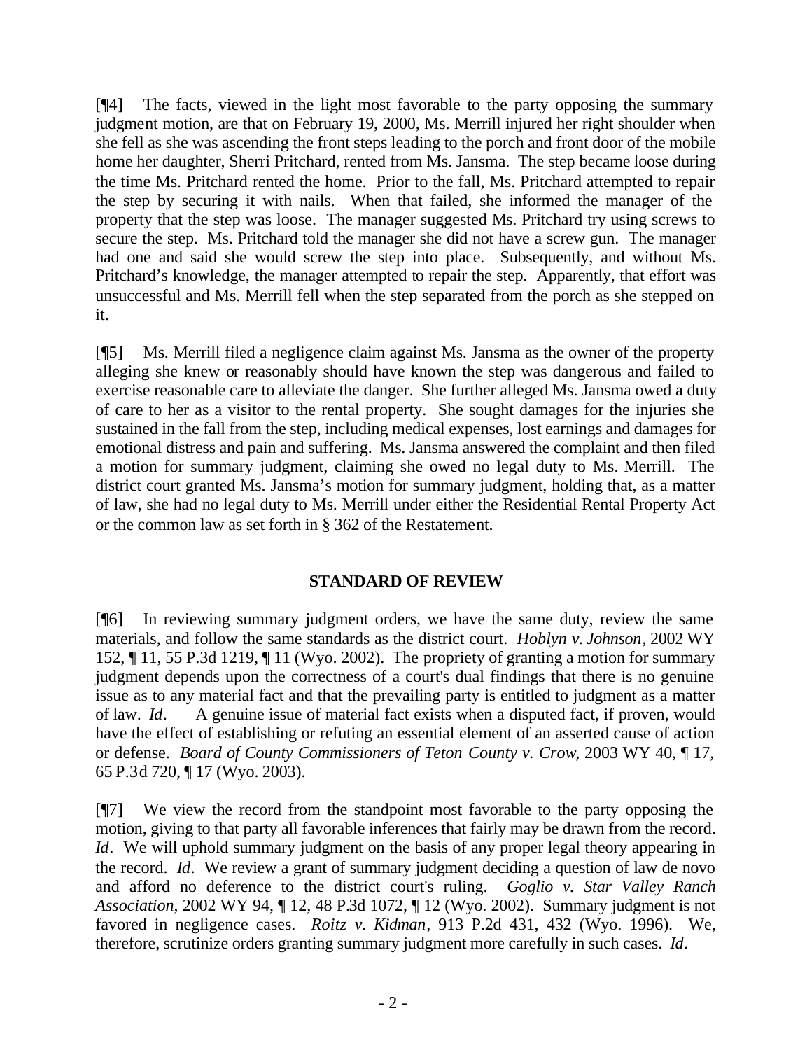[¶4] The facts, viewed in the light most favorable to the party opposing the summary judgment motion, are that on February 19, 2000, Ms. Merrill injured her right shoulder when she fell as she was ascending the front steps leading to the porch and front door of the mobile home her daughter, Sherri Pritchard, rented from Ms. Jansma. The step became loose during the time Ms. Pritchard rented the home. Prior to the fall, Ms. Pritchard attempted to repair the step by securing it with nails. When that failed, she informed the manager of the property that the step was loose. The manager suggested Ms. Pritchard try using screws to secure the step. Ms. Pritchard told the manager she did not have a screw gun. The manager had one and said she would screw the step into place. Subsequently, and without Ms. Pritchard's knowledge, the manager attempted to repair the step. Apparently, that effort was unsuccessful and Ms. Merrill fell when the step separated from the porch as she stepped on it.

[¶5] Ms. Merrill filed a negligence claim against Ms. Jansma as the owner of the property alleging she knew or reasonably should have known the step was dangerous and failed to exercise reasonable care to alleviate the danger. She further alleged Ms. Jansma owed a duty of care to her as a visitor to the rental property. She sought damages for the injuries she sustained in the fall from the step, including medical expenses, lost earnings and damages for emotional distress and pain and suffering. Ms. Jansma answered the complaint and then filed a motion for summary judgment, claiming she owed no legal duty to Ms. Merrill. The district court granted Ms. Jansma's motion for summary judgment, holding that, as a matter of law, she had no legal duty to Ms. Merrill under either the Residential Rental Property Act or the common law as set forth in § 362 of the Restatement.

## STANDARD OF REVIEW

[¶6] In reviewing summary judgment orders, we have the same duty, review the same materials, and follow the same standards as the district court. *Hoblyn v. Johnson*, 2002 WY 152, ¶ 11, 55 P.3d 1219, ¶ 11 (Wyo. 2002). The propriety of granting a motion for summary judgment depends upon the correctness of a court's dual findings that there is no genuine issue as to any material fact and that the prevailing party is entitled to judgment as a matter of law. *Id*. A genuine issue of material fact exists when a disputed fact, if proven, would have the effect of establishing or refuting an essential element of an asserted cause of action or defense. *Board of County Commissioners of Teton County v. Crow*, 2003 WY 40, ¶ 17, 65 P.3d 720, ¶ 17 (Wyo. 2003).

[¶7] We view the record from the standpoint most favorable to the party opposing the motion, giving to that party all favorable inferences that fairly may be drawn from the record. *Id*. We will uphold summary judgment on the basis of any proper legal theory appearing in the record. *Id*. We review a grant of summary judgment deciding a question of law de novo and afford no deference to the district court's ruling. *Goglio v. Star Valley Ranch Association*, 2002 WY 94, ¶ 12, 48 P.3d 1072, ¶ 12 (Wyo. 2002). Summary judgment is not favored in negligence cases. *Roitz v. Kidman*, 913 P.2d 431, 432 (Wyo. 1996). We, therefore, scrutinize orders granting summary judgment more carefully in such cases. *Id*.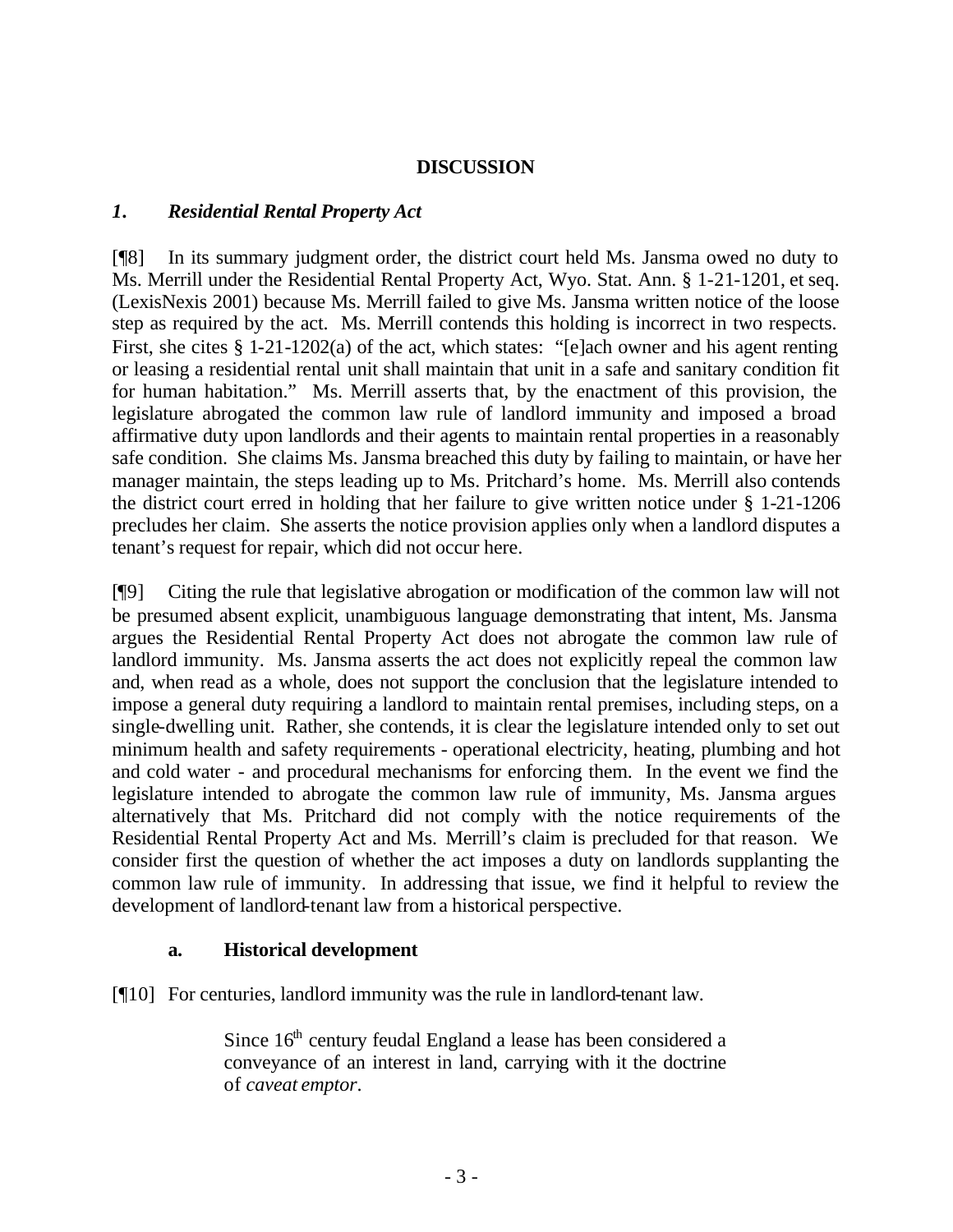## DISCUSSION

### *1. Residential Rental Property Act*

[¶8] In its summary judgment order, the district court held Ms. Jansma owed no duty to Ms. Merrill under the Residential Rental Property Act, Wyo. Stat. Ann. § 1-21-1201, et seq. (LexisNexis 2001) because Ms. Merrill failed to give Ms. Jansma written notice of the loose step as required by the act. Ms. Merrill contends this holding is incorrect in two respects. First, she cites § 1-21-1202(a) of the act, which states: "[e]ach owner and his agent renting or leasing a residential rental unit shall maintain that unit in a safe and sanitary condition fit for human habitation." Ms. Merrill asserts that, by the enactment of this provision, the legislature abrogated the common law rule of landlord immunity and imposed a broad affirmative duty upon landlords and their agents to maintain rental properties in a reasonably safe condition. She claims Ms. Jansma breached this duty by failing to maintain, or have her manager maintain, the steps leading up to Ms. Pritchard's home. Ms. Merrill also contends the district court erred in holding that her failure to give written notice under § 1-21-1206 precludes her claim. She asserts the notice provision applies only when a landlord disputes a tenant's request for repair, which did not occur here.

[¶9] Citing the rule that legislative abrogation or modification of the common law will not be presumed absent explicit, unambiguous language demonstrating that intent, Ms. Jansma argues the Residential Rental Property Act does not abrogate the common law rule of landlord immunity. Ms. Jansma asserts the act does not explicitly repeal the common law and, when read as a whole, does not support the conclusion that the legislature intended to impose a general duty requiring a landlord to maintain rental premises, including steps, on a single-dwelling unit. Rather, she contends, it is clear the legislature intended only to set out minimum health and safety requirements - operational electricity, heating, plumbing and hot and cold water - and procedural mechanisms for enforcing them. In the event we find the legislature intended to abrogate the common law rule of immunity, Ms. Jansma argues alternatively that Ms. Pritchard did not comply with the notice requirements of the Residential Rental Property Act and Ms. Merrill's claim is precluded for that reason. We consider first the question of whether the act imposes a duty on landlords supplanting the common law rule of immunity. In addressing that issue, we find it helpful to review the development of landlord-tenant law from a historical perspective.

#### a. Historical development

[¶10] For centuries, landlord immunity was the rule in landlord-tenant law.

> Since 16th century feudal England a lease has been considered a conveyance of an interest in land, carrying with it the doctrine of *caveat emptor*.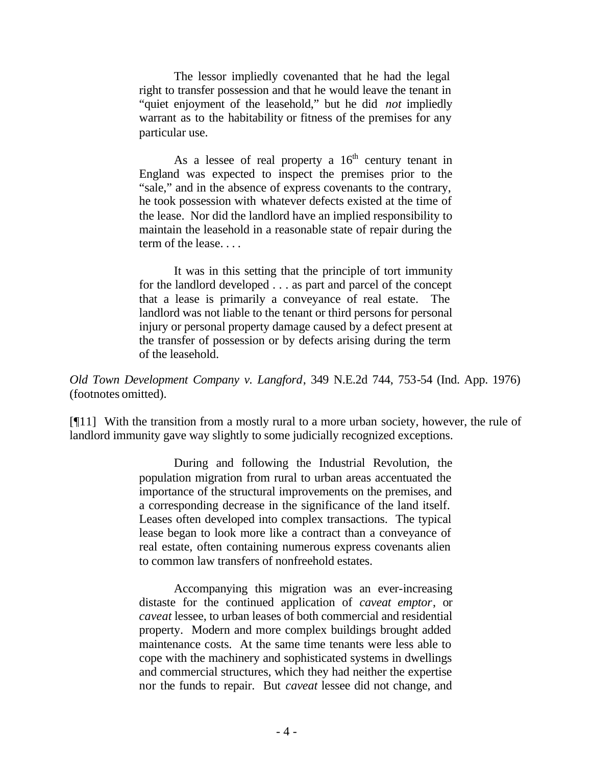> The lessor impliedly covenanted that he had the legal right to transfer possession and that he would leave the tenant in "quiet enjoyment of the leasehold," but he did *not* impliedly warrant as to the habitability or fitness of the premises for any particular use.
>
> As a lessee of real property a 16th century tenant in England was expected to inspect the premises prior to the "sale," and in the absence of express covenants to the contrary, he took possession with whatever defects existed at the time of the lease. Nor did the landlord have an implied responsibility to maintain the leasehold in a reasonable state of repair during the term of the lease. . . .
>
> It was in this setting that the principle of tort immunity for the landlord developed . . . as part and parcel of the concept that a lease is primarily a conveyance of real estate. The landlord was not liable to the tenant or third persons for personal injury or personal property damage caused by a defect present at the transfer of possession or by defects arising during the term of the leasehold.

*Old Town Development Company v. Langford*, 349 N.E.2d 744, 753-54 (Ind. App. 1976) (footnotes omitted).

[¶11] With the transition from a mostly rural to a more urban society, however, the rule of landlord immunity gave way slightly to some judicially recognized exceptions.

> During and following the Industrial Revolution, the population migration from rural to urban areas accentuated the importance of the structural improvements on the premises, and a corresponding decrease in the significance of the land itself. Leases often developed into complex transactions. The typical lease began to look more like a contract than a conveyance of real estate, often containing numerous express covenants alien to common law transfers of nonfreehold estates.
>
> Accompanying this migration was an ever-increasing distaste for the continued application of *caveat emptor*, or *caveat* lessee, to urban leases of both commercial and residential property. Modern and more complex buildings brought added maintenance costs. At the same time tenants were less able to cope with the machinery and sophisticated systems in dwellings and commercial structures, which they had neither the expertise nor the funds to repair. But *caveat* lessee did not change, and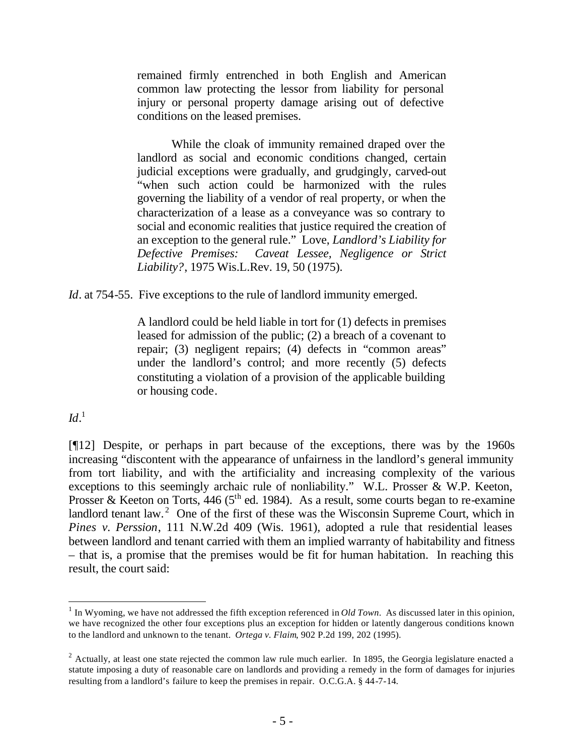> remained firmly entrenched in both English and American common law protecting the lessor from liability for personal injury or personal property damage arising out of defective conditions on the leased premises.
>
> While the cloak of immunity remained draped over the landlord as social and economic conditions changed, certain judicial exceptions were gradually, and grudgingly, carved-out "when such action could be harmonized with the rules governing the liability of a vendor of real property, or when the characterization of a lease as a conveyance was so contrary to social and economic realities that justice required the creation of an exception to the general rule." Love, *Landlord's Liability for Defective Premises: Caveat Lessee, Negligence or Strict Liability?*, 1975 Wis.L.Rev. 19, 50 (1975).

*Id*. at 754-55. Five exceptions to the rule of landlord immunity emerged.

> A landlord could be held liable in tort for (1) defects in premises leased for admission of the public; (2) a breach of a covenant to repair; (3) negligent repairs; (4) defects in "common areas" under the landlord's control; and more recently (5) defects constituting a violation of a provision of the applicable building or housing code.

*Id*.[1]

[¶12] Despite, or perhaps in part because of the exceptions, there was by the 1960s increasing "discontent with the appearance of unfairness in the landlord's general immunity from tort liability, and with the artificiality and increasing complexity of the various exceptions to this seemingly archaic rule of nonliability." W.L. Prosser & W.P. Keeton, Prosser & Keeton on Torts, 446 (5th ed. 1984). As a result, some courts began to re-examine landlord tenant law.[2] One of the first of these was the Wisconsin Supreme Court, which in *Pines v. Perssion*, 111 N.W.2d 409 (Wis. 1961), adopted a rule that residential leases between landlord and tenant carried with them an implied warranty of habitability and fitness – that is, a promise that the premises would be fit for human habitation. In reaching this result, the court said:

---

[1] In Wyoming, we have not addressed the fifth exception referenced in *Old Town*. As discussed later in this opinion, we have recognized the other four exceptions plus an exception for hidden or latently dangerous conditions known to the landlord and unknown to the tenant. *Ortega v. Flaim*, 902 P.2d 199, 202 (1995).

[2] Actually, at least one state rejected the common law rule much earlier. In 1895, the Georgia legislature enacted a statute imposing a duty of reasonable care on landlords and providing a remedy in the form of damages for injuries resulting from a landlord's failure to keep the premises in repair. O.C.G.A. § 44-7-14.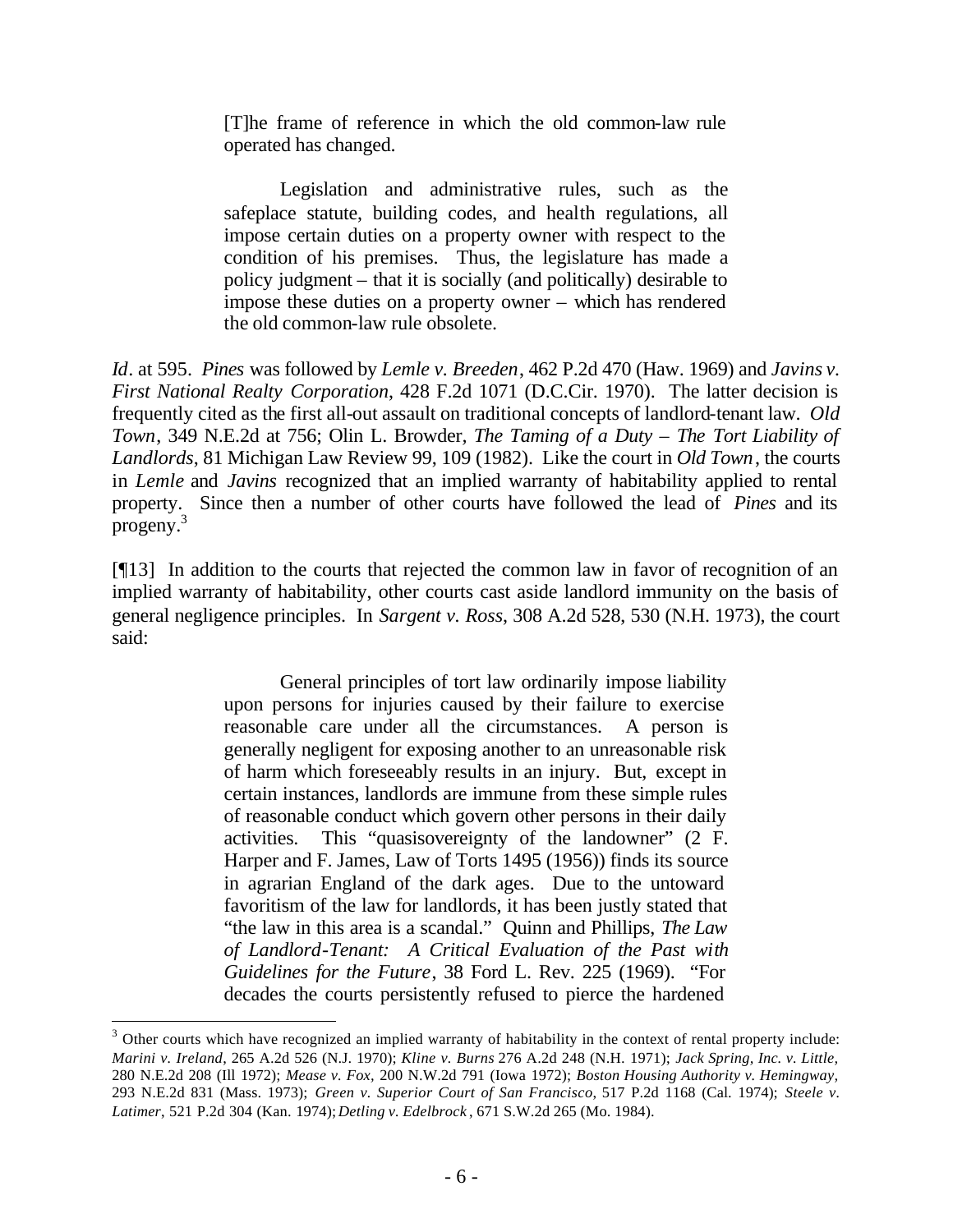> [T]he frame of reference in which the old common-law rule operated has changed.
>
> Legislation and administrative rules, such as the safeplace statute, building codes, and health regulations, all impose certain duties on a property owner with respect to the condition of his premises. Thus, the legislature has made a policy judgment – that it is socially (and politically) desirable to impose these duties on a property owner – which has rendered the old common-law rule obsolete.

*Id*. at 595. *Pines* was followed by *Lemle v. Breeden*, 462 P.2d 470 (Haw. 1969) and *Javins v. First National Realty Corporation*, 428 F.2d 1071 (D.C.Cir. 1970). The latter decision is frequently cited as the first all-out assault on traditional concepts of landlord-tenant law. *Old Town*, 349 N.E.2d at 756; Olin L. Browder, *The Taming of a Duty – The Tort Liability of Landlords*, 81 Michigan Law Review 99, 109 (1982). Like the court in *Old Town*, the courts in *Lemle* and *Javins* recognized that an implied warranty of habitability applied to rental property. Since then a number of other courts have followed the lead of *Pines* and its progeny.[3]

[¶13] In addition to the courts that rejected the common law in favor of recognition of an implied warranty of habitability, other courts cast aside landlord immunity on the basis of general negligence principles. In *Sargent v. Ross*, 308 A.2d 528, 530 (N.H. 1973), the court said:

> General principles of tort law ordinarily impose liability upon persons for injuries caused by their failure to exercise reasonable care under all the circumstances. A person is generally negligent for exposing another to an unreasonable risk of harm which foreseeably results in an injury. But, except in certain instances, landlords are immune from these simple rules of reasonable conduct which govern other persons in their daily activities. This "quasisovereignty of the landowner" (2 F. Harper and F. James, Law of Torts 1495 (1956)) finds its source in agrarian England of the dark ages. Due to the untoward favoritism of the law for landlords, it has been justly stated that "the law in this area is a scandal." Quinn and Phillips, *The Law of Landlord-Tenant: A Critical Evaluation of the Past with Guidelines for the Future*, 38 Ford L. Rev. 225 (1969). "For decades the courts persistently refused to pierce the hardened

---

[3] Other courts which have recognized an implied warranty of habitability in the context of rental property include: *Marini v. Ireland*, 265 A.2d 526 (N.J. 1970); *Kline v. Burns* 276 A.2d 248 (N.H. 1971); *Jack Spring, Inc. v. Little,* 280 N.E.2d 208 (Ill 1972); *Mease v. Fox,* 200 N.W.2d 791 (Iowa 1972); *Boston Housing Authority v. Hemingway,* 293 N.E.2d 831 (Mass. 1973); *Green v. Superior Court of San Francisco,* 517 P.2d 1168 (Cal. 1974); *Steele v. Latimer*, 521 P.2d 304 (Kan. 1974); *Detling v. Edelbrock* , 671 S.W.2d 265 (Mo. 1984).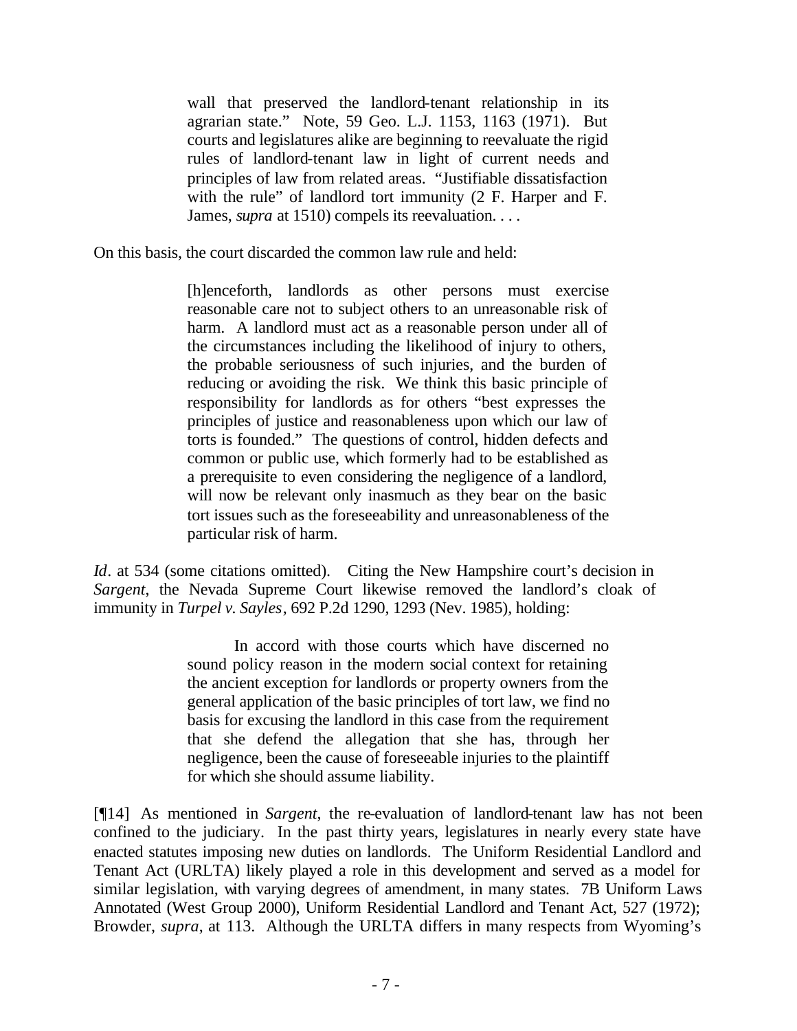> wall that preserved the landlord-tenant relationship in its agrarian state." Note, 59 Geo. L.J. 1153, 1163 (1971). But courts and legislatures alike are beginning to reevaluate the rigid rules of landlord-tenant law in light of current needs and principles of law from related areas. "Justifiable dissatisfaction with the rule" of landlord tort immunity (2 F. Harper and F. James, *supra* at 1510) compels its reevaluation. . . .

On this basis, the court discarded the common law rule and held:

> [h]enceforth, landlords as other persons must exercise reasonable care not to subject others to an unreasonable risk of harm. A landlord must act as a reasonable person under all of the circumstances including the likelihood of injury to others, the probable seriousness of such injuries, and the burden of reducing or avoiding the risk. We think this basic principle of responsibility for landlords as for others "best expresses the principles of justice and reasonableness upon which our law of torts is founded." The questions of control, hidden defects and common or public use, which formerly had to be established as a prerequisite to even considering the negligence of a landlord, will now be relevant only inasmuch as they bear on the basic tort issues such as the foreseeability and unreasonableness of the particular risk of harm.

*Id*. at 534 (some citations omitted). Citing the New Hampshire court's decision in *Sargent*, the Nevada Supreme Court likewise removed the landlord's cloak of immunity in *Turpel v. Sayles*, 692 P.2d 1290, 1293 (Nev. 1985), holding:

> In accord with those courts which have discerned no sound policy reason in the modern social context for retaining the ancient exception for landlords or property owners from the general application of the basic principles of tort law, we find no basis for excusing the landlord in this case from the requirement that she defend the allegation that she has, through her negligence, been the cause of foreseeable injuries to the plaintiff for which she should assume liability.

[¶14] As mentioned in *Sargent*, the re-evaluation of landlord-tenant law has not been confined to the judiciary. In the past thirty years, legislatures in nearly every state have enacted statutes imposing new duties on landlords. The Uniform Residential Landlord and Tenant Act (URLTA) likely played a role in this development and served as a model for similar legislation, with varying degrees of amendment, in many states. 7B Uniform Laws Annotated (West Group 2000), Uniform Residential Landlord and Tenant Act, 527 (1972); Browder, *supra*, at 113. Although the URLTA differs in many respects from Wyoming's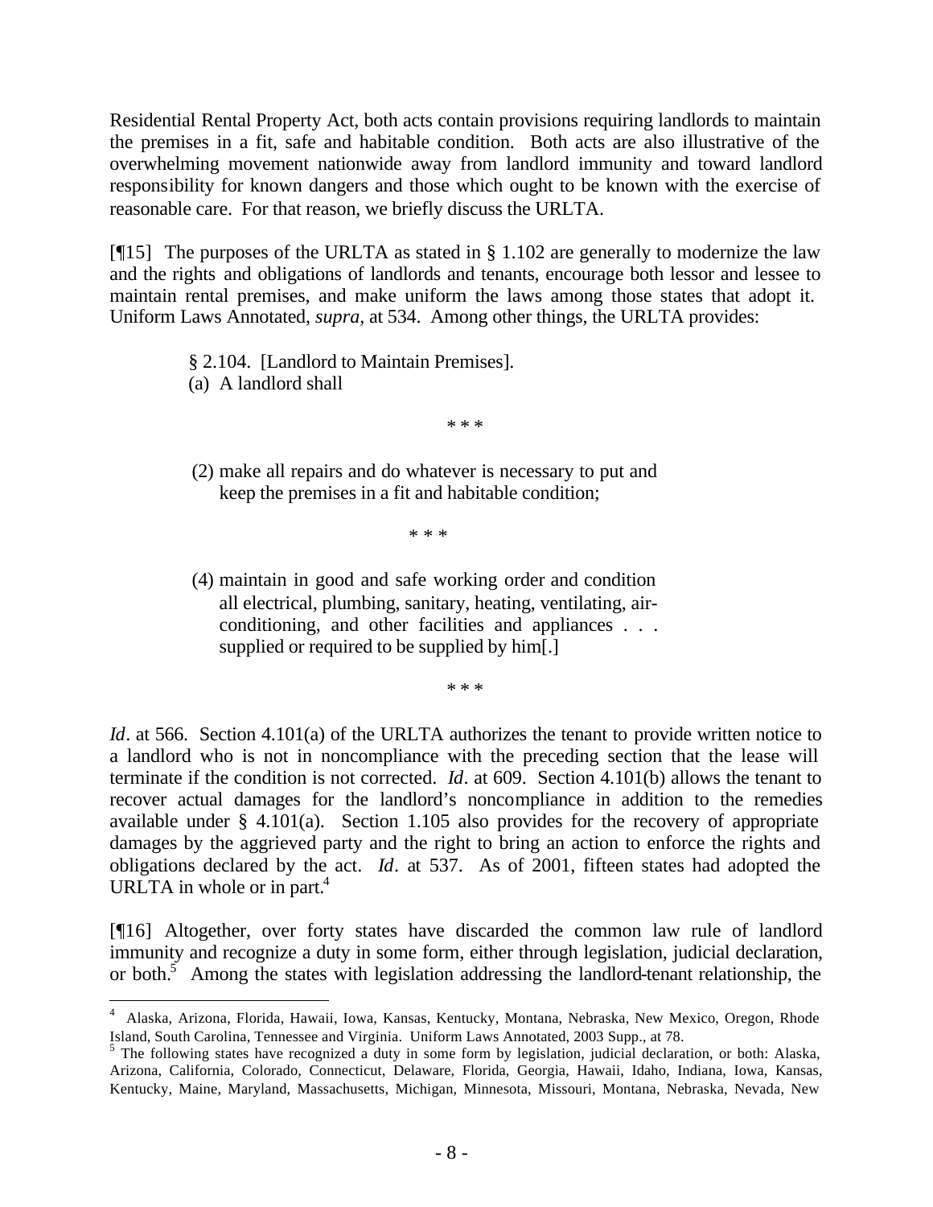Residential Rental Property Act, both acts contain provisions requiring landlords to maintain the premises in a fit, safe and habitable condition. Both acts are also illustrative of the overwhelming movement nationwide away from landlord immunity and toward landlord responsibility for known dangers and those which ought to be known with the exercise of reasonable care. For that reason, we briefly discuss the URLTA.

[¶15] The purposes of the URLTA as stated in § 1.102 are generally to modernize the law and the rights and obligations of landlords and tenants, encourage both lessor and lessee to maintain rental premises, and make uniform the laws among those states that adopt it. Uniform Laws Annotated, *supra*, at 534. Among other things, the URLTA provides:

> § 2.104. [Landlord to Maintain Premises].
> (a) A landlord shall
>
> \* \* \*
>
> (2) make all repairs and do whatever is necessary to put and keep the premises in a fit and habitable condition;
>
> \* \* \*
>
> (4) maintain in good and safe working order and condition all electrical, plumbing, sanitary, heating, ventilating, air-conditioning, and other facilities and appliances . . . supplied or required to be supplied by him[.]
>
> \* \* \*

*Id*. at 566. Section 4.101(a) of the URLTA authorizes the tenant to provide written notice to a landlord who is not in noncompliance with the preceding section that the lease will terminate if the condition is not corrected. *Id*. at 609. Section 4.101(b) allows the tenant to recover actual damages for the landlord's noncompliance in addition to the remedies available under § 4.101(a). Section 1.105 also provides for the recovery of appropriate damages by the aggrieved party and the right to bring an action to enforce the rights and obligations declared by the act. *Id*. at 537. As of 2001, fifteen states had adopted the URLTA in whole or in part.[4]

[¶16] Altogether, over forty states have discarded the common law rule of landlord immunity and recognize a duty in some form, either through legislation, judicial declaration, or both.[5] Among the states with legislation addressing the landlord-tenant relationship, the

---

[4] Alaska, Arizona, Florida, Hawaii, Iowa, Kansas, Kentucky, Montana, Nebraska, New Mexico, Oregon, Rhode Island, South Carolina, Tennessee and Virginia. Uniform Laws Annotated, 2003 Supp., at 78.

[5] The following states have recognized a duty in some form by legislation, judicial declaration, or both: Alaska, Arizona, California, Colorado, Connecticut, Delaware, Florida, Georgia, Hawaii, Idaho, Indiana, Iowa, Kansas, Kentucky, Maine, Maryland, Massachusetts, Michigan, Minnesota, Missouri, Montana, Nebraska, Nevada, New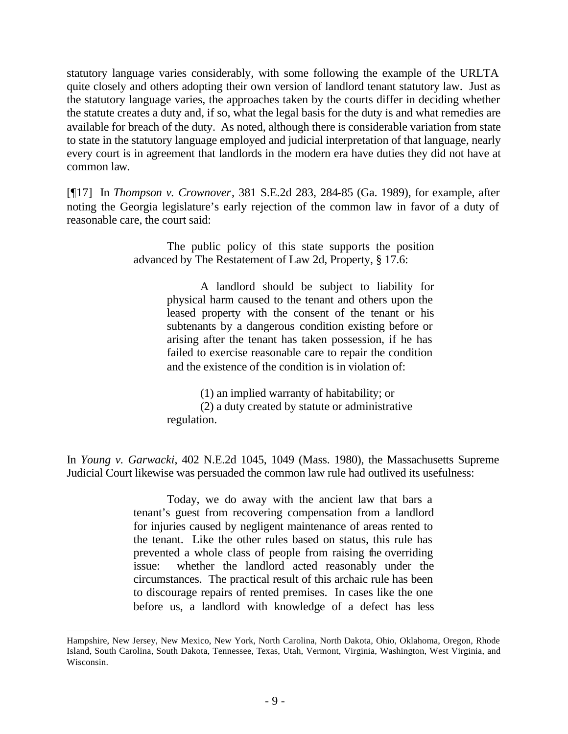statutory language varies considerably, with some following the example of the URLTA quite closely and others adopting their own version of landlord tenant statutory law. Just as the statutory language varies, the approaches taken by the courts differ in deciding whether the statute creates a duty and, if so, what the legal basis for the duty is and what remedies are available for breach of the duty. As noted, although there is considerable variation from state to state in the statutory language employed and judicial interpretation of that language, nearly every court is in agreement that landlords in the modern era have duties they did not have at common law.

[¶17] In *Thompson v. Crownover*, 381 S.E.2d 283, 284-85 (Ga. 1989), for example, after noting the Georgia legislature's early rejection of the common law in favor of a duty of reasonable care, the court said:

> The public policy of this state supports the position advanced by The Restatement of Law 2d, Property, § 17.6:
>
> > A landlord should be subject to liability for physical harm caused to the tenant and others upon the leased property with the consent of the tenant or his subtenants by a dangerous condition existing before or arising after the tenant has taken possession, if he has failed to exercise reasonable care to repair the condition and the existence of the condition is in violation of:
> >
> > (1) an implied warranty of habitability; or
> > (2) a duty created by statute or administrative regulation.

In *Young v. Garwacki*, 402 N.E.2d 1045, 1049 (Mass. 1980), the Massachusetts Supreme Judicial Court likewise was persuaded the common law rule had outlived its usefulness:

> Today, we do away with the ancient law that bars a tenant's guest from recovering compensation from a landlord for injuries caused by negligent maintenance of areas rented to the tenant. Like the other rules based on status, this rule has prevented a whole class of people from raising the overriding issue: whether the landlord acted reasonably under the circumstances. The practical result of this archaic rule has been to discourage repairs of rented premises. In cases like the one before us, a landlord with knowledge of a defect has less

---

Hampshire, New Jersey, New Mexico, New York, North Carolina, North Dakota, Ohio, Oklahoma, Oregon, Rhode Island, South Carolina, South Dakota, Tennessee, Texas, Utah, Vermont, Virginia, Washington, West Virginia, and Wisconsin.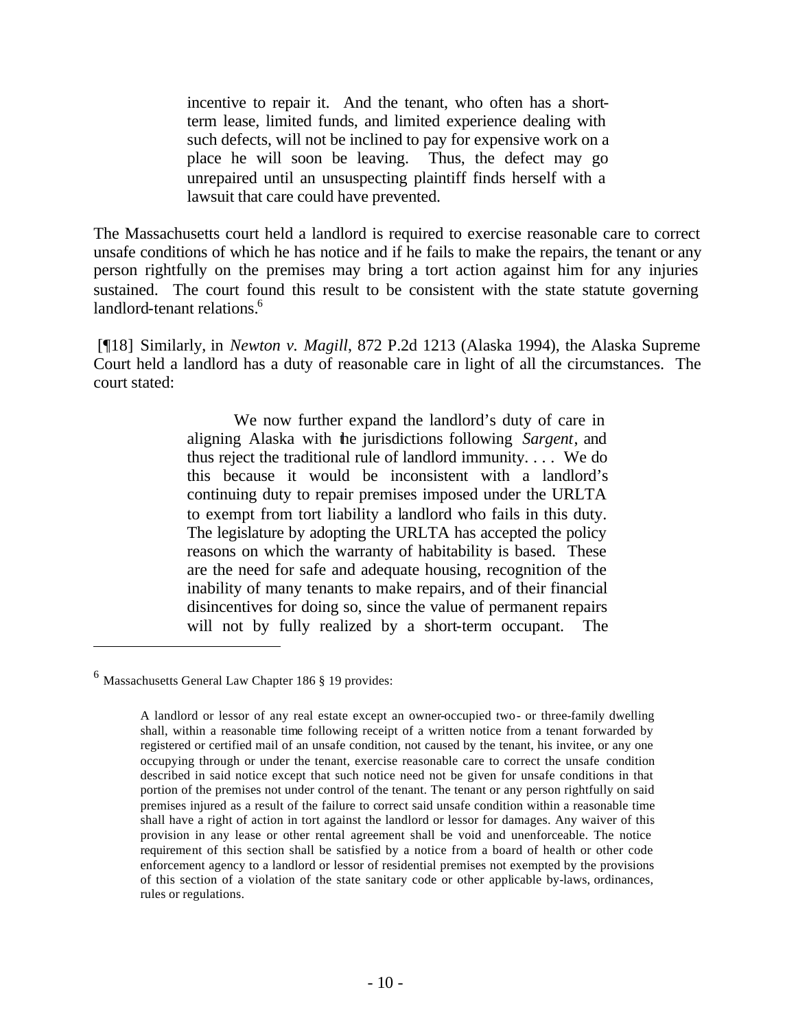> incentive to repair it. And the tenant, who often has a short-term lease, limited funds, and limited experience dealing with such defects, will not be inclined to pay for expensive work on a place he will soon be leaving. Thus, the defect may go unrepaired until an unsuspecting plaintiff finds herself with a lawsuit that care could have prevented.

The Massachusetts court held a landlord is required to exercise reasonable care to correct unsafe conditions of which he has notice and if he fails to make the repairs, the tenant or any person rightfully on the premises may bring a tort action against him for any injuries sustained. The court found this result to be consistent with the state statute governing landlord-tenant relations.[6]

[¶18] Similarly, in *Newton v. Magill*, 872 P.2d 1213 (Alaska 1994), the Alaska Supreme Court held a landlord has a duty of reasonable care in light of all the circumstances. The court stated:

> We now further expand the landlord's duty of care in aligning Alaska with the jurisdictions following *Sargent*, and thus reject the traditional rule of landlord immunity. . . . We do this because it would be inconsistent with a landlord's continuing duty to repair premises imposed under the URLTA to exempt from tort liability a landlord who fails in this duty. The legislature by adopting the URLTA has accepted the policy reasons on which the warranty of habitability is based. These are the need for safe and adequate housing, recognition of the inability of many tenants to make repairs, and of their financial disincentives for doing so, since the value of permanent repairs will not by fully realized by a short-term occupant. The

---

[6] Massachusetts General Law Chapter 186 § 19 provides:

> A landlord or lessor of any real estate except an owner-occupied two- or three-family dwelling shall, within a reasonable time following receipt of a written notice from a tenant forwarded by registered or certified mail of an unsafe condition, not caused by the tenant, his invitee, or any one occupying through or under the tenant, exercise reasonable care to correct the unsafe condition described in said notice except that such notice need not be given for unsafe conditions in that portion of the premises not under control of the tenant. The tenant or any person rightfully on said premises injured as a result of the failure to correct said unsafe condition within a reasonable time shall have a right of action in tort against the landlord or lessor for damages. Any waiver of this provision in any lease or other rental agreement shall be void and unenforceable. The notice requirement of this section shall be satisfied by a notice from a board of health or other code enforcement agency to a landlord or lessor of residential premises not exempted by the provisions of this section of a violation of the state sanitary code or other applicable by-laws, ordinances, rules or regulations.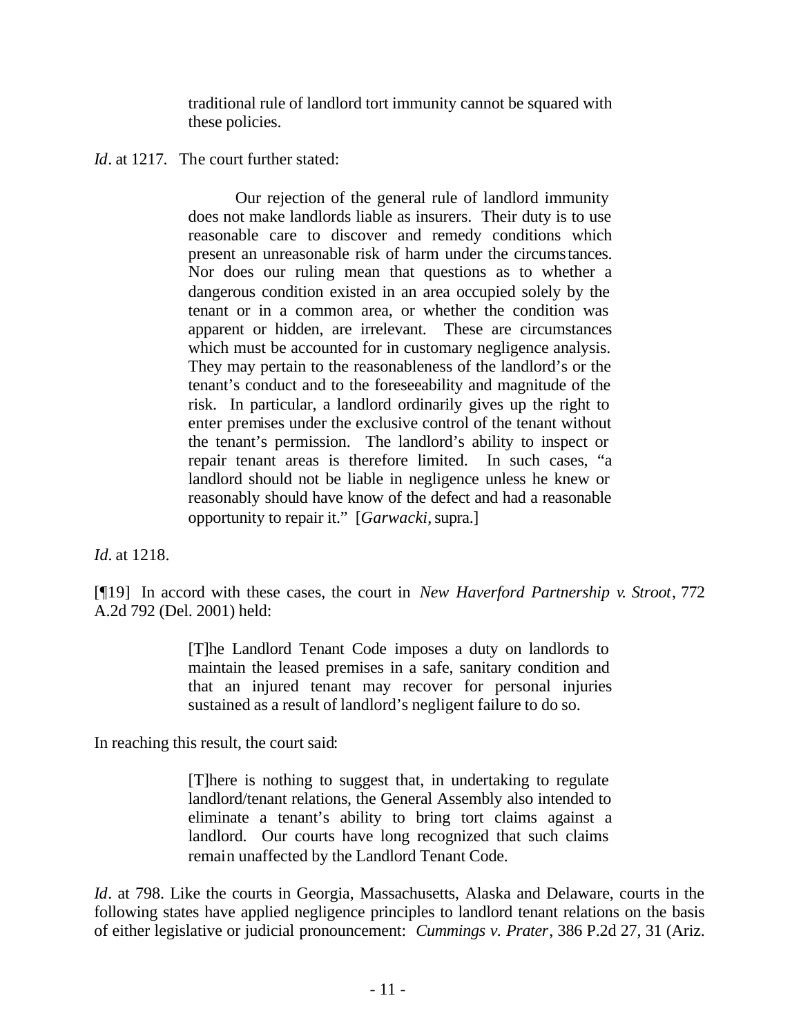> traditional rule of landlord tort immunity cannot be squared with these policies.

*Id*. at 1217. The court further stated:

> Our rejection of the general rule of landlord immunity does not make landlords liable as insurers. Their duty is to use reasonable care to discover and remedy conditions which present an unreasonable risk of harm under the circumstances. Nor does our ruling mean that questions as to whether a dangerous condition existed in an area occupied solely by the tenant or in a common area, or whether the condition was apparent or hidden, are irrelevant. These are circumstances which must be accounted for in customary negligence analysis. They may pertain to the reasonableness of the landlord's or the tenant's conduct and to the foreseeability and magnitude of the risk. In particular, a landlord ordinarily gives up the right to enter premises under the exclusive control of the tenant without the tenant's permission. The landlord's ability to inspect or repair tenant areas is therefore limited. In such cases, "a landlord should not be liable in negligence unless he knew or reasonably should have know of the defect and had a reasonable opportunity to repair it." [*Garwacki*, supra.]

*Id*. at 1218.

[¶19] In accord with these cases, the court in *New Haverford Partnership v. Stroot*, 772 A.2d 792 (Del. 2001) held:

> [T]he Landlord Tenant Code imposes a duty on landlords to maintain the leased premises in a safe, sanitary condition and that an injured tenant may recover for personal injuries sustained as a result of landlord's negligent failure to do so.

In reaching this result, the court said:

> [T]here is nothing to suggest that, in undertaking to regulate landlord/tenant relations, the General Assembly also intended to eliminate a tenant's ability to bring tort claims against a landlord. Our courts have long recognized that such claims remain unaffected by the Landlord Tenant Code.

*Id*. at 798. Like the courts in Georgia, Massachusetts, Alaska and Delaware, courts in the following states have applied negligence principles to landlord tenant relations on the basis of either legislative or judicial pronouncement: *Cummings v. Prater*, 386 P.2d 27, 31 (Ariz.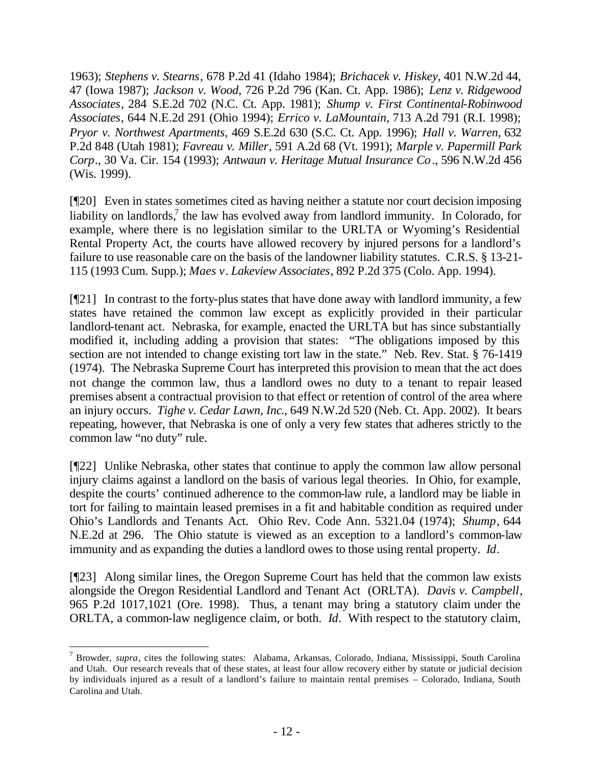1963); *Stephens v. Stearns*, 678 P.2d 41 (Idaho 1984); *Brichacek v. Hiskey*, 401 N.W.2d 44, 47 (Iowa 1987); *Jackson v. Wood*, 726 P.2d 796 (Kan. Ct. App. 1986); *Lenz v. Ridgewood Associates*, 284 S.E.2d 702 (N.C. Ct. App. 1981); *Shump v. First Continental-Robinwood Associates*, 644 N.E.2d 291 (Ohio 1994); *Errico v. LaMountain*, 713 A.2d 791 (R.I. 1998); *Pryor v. Northwest Apartments*, 469 S.E.2d 630 (S.C. Ct. App. 1996); *Hall v. Warren*, 632 P.2d 848 (Utah 1981); *Favreau v. Miller*, 591 A.2d 68 (Vt. 1991); *Marple v. Papermill Park Corp*., 30 Va. Cir. 154 (1993); *Antwaun v. Heritage Mutual Insurance Co*., 596 N.W.2d 456 (Wis. 1999).

[¶20] Even in states sometimes cited as having neither a statute nor court decision imposing liability on landlords,[7] the law has evolved away from landlord immunity. In Colorado, for example, where there is no legislation similar to the URLTA or Wyoming's Residential Rental Property Act, the courts have allowed recovery by injured persons for a landlord's failure to use reasonable care on the basis of the landowner liability statutes. C.R.S. § 13-21-115 (1993 Cum. Supp.); *Maes v. Lakeview Associates*, 892 P.2d 375 (Colo. App. 1994).

[¶21] In contrast to the forty-plus states that have done away with landlord immunity, a few states have retained the common law except as explicitly provided in their particular landlord-tenant act. Nebraska, for example, enacted the URLTA but has since substantially modified it, including adding a provision that states: "The obligations imposed by this section are not intended to change existing tort law in the state." Neb. Rev. Stat. § 76-1419 (1974). The Nebraska Supreme Court has interpreted this provision to mean that the act does not change the common law, thus a landlord owes no duty to a tenant to repair leased premises absent a contractual provision to that effect or retention of control of the area where an injury occurs. *Tighe v. Cedar Lawn, Inc.*, 649 N.W.2d 520 (Neb. Ct. App. 2002). It bears repeating, however, that Nebraska is one of only a very few states that adheres strictly to the common law "no duty" rule.

[¶22] Unlike Nebraska, other states that continue to apply the common law allow personal injury claims against a landlord on the basis of various legal theories. In Ohio, for example, despite the courts' continued adherence to the common-law rule, a landlord may be liable in tort for failing to maintain leased premises in a fit and habitable condition as required under Ohio's Landlords and Tenants Act. Ohio Rev. Code Ann. 5321.04 (1974); *Shump*, 644 N.E.2d at 296. The Ohio statute is viewed as an exception to a landlord's common-law immunity and as expanding the duties a landlord owes to those using rental property. *Id*.

[¶23] Along similar lines, the Oregon Supreme Court has held that the common law exists alongside the Oregon Residential Landlord and Tenant Act (ORLTA). *Davis v. Campbell*, 965 P.2d 1017,1021 (Ore. 1998). Thus, a tenant may bring a statutory claim under the ORLTA, a common-law negligence claim, or both. *Id*. With respect to the statutory claim,

---

[7] Browder, *supra*, cites the following states: Alabama, Arkansas, Colorado, Indiana, Mississippi, South Carolina and Utah. Our research reveals that of these states, at least four allow recovery either by statute or judicial decision by individuals injured as a result of a landlord's failure to maintain rental premises – Colorado, Indiana, South Carolina and Utah.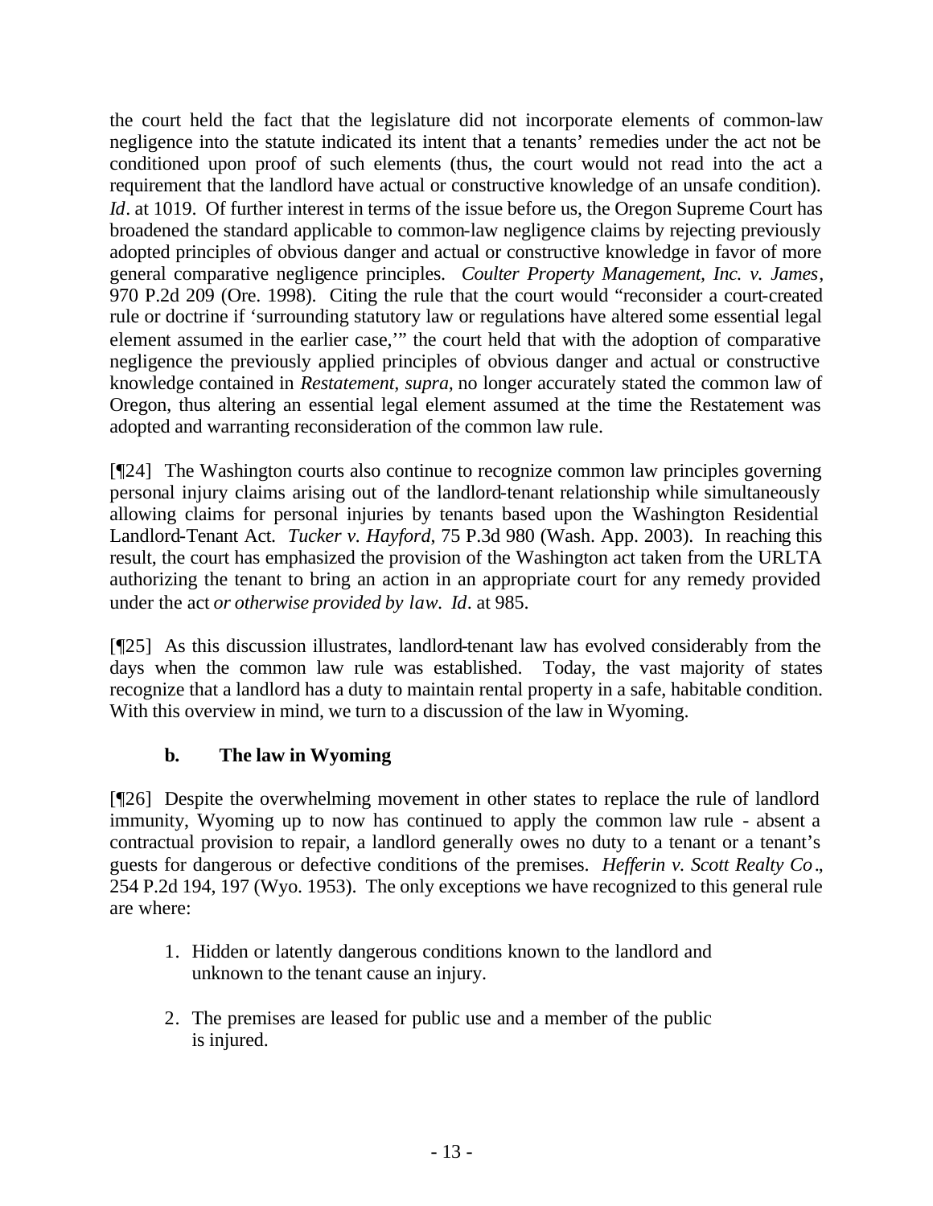the court held the fact that the legislature did not incorporate elements of common-law negligence into the statute indicated its intent that a tenants' remedies under the act not be conditioned upon proof of such elements (thus, the court would not read into the act a requirement that the landlord have actual or constructive knowledge of an unsafe condition). *Id*. at 1019. Of further interest in terms of the issue before us, the Oregon Supreme Court has broadened the standard applicable to common-law negligence claims by rejecting previously adopted principles of obvious danger and actual or constructive knowledge in favor of more general comparative negligence principles. *Coulter Property Management, Inc. v. James*, 970 P.2d 209 (Ore. 1998). Citing the rule that the court would "reconsider a court-created rule or doctrine if 'surrounding statutory law or regulations have altered some essential legal element assumed in the earlier case,'" the court held that with the adoption of comparative negligence the previously applied principles of obvious danger and actual or constructive knowledge contained in *Restatement*, *supra*, no longer accurately stated the common law of Oregon, thus altering an essential legal element assumed at the time the Restatement was adopted and warranting reconsideration of the common law rule.

[¶24] The Washington courts also continue to recognize common law principles governing personal injury claims arising out of the landlord-tenant relationship while simultaneously allowing claims for personal injuries by tenants based upon the Washington Residential Landlord-Tenant Act. *Tucker v. Hayford*, 75 P.3d 980 (Wash. App. 2003). In reaching this result, the court has emphasized the provision of the Washington act taken from the URLTA authorizing the tenant to bring an action in an appropriate court for any remedy provided under the act *or otherwise provided by law*. *Id*. at 985.

[¶25] As this discussion illustrates, landlord-tenant law has evolved considerably from the days when the common law rule was established. Today, the vast majority of states recognize that a landlord has a duty to maintain rental property in a safe, habitable condition. With this overview in mind, we turn to a discussion of the law in Wyoming.

### b. The law in Wyoming

[¶26] Despite the overwhelming movement in other states to replace the rule of landlord immunity, Wyoming up to now has continued to apply the common law rule - absent a contractual provision to repair, a landlord generally owes no duty to a tenant or a tenant's guests for dangerous or defective conditions of the premises. *Hefferin v. Scott Realty Co*., 254 P.2d 194, 197 (Wyo. 1953). The only exceptions we have recognized to this general rule are where:

1. Hidden or latently dangerous conditions known to the landlord and unknown to the tenant cause an injury.

2. The premises are leased for public use and a member of the public is injured.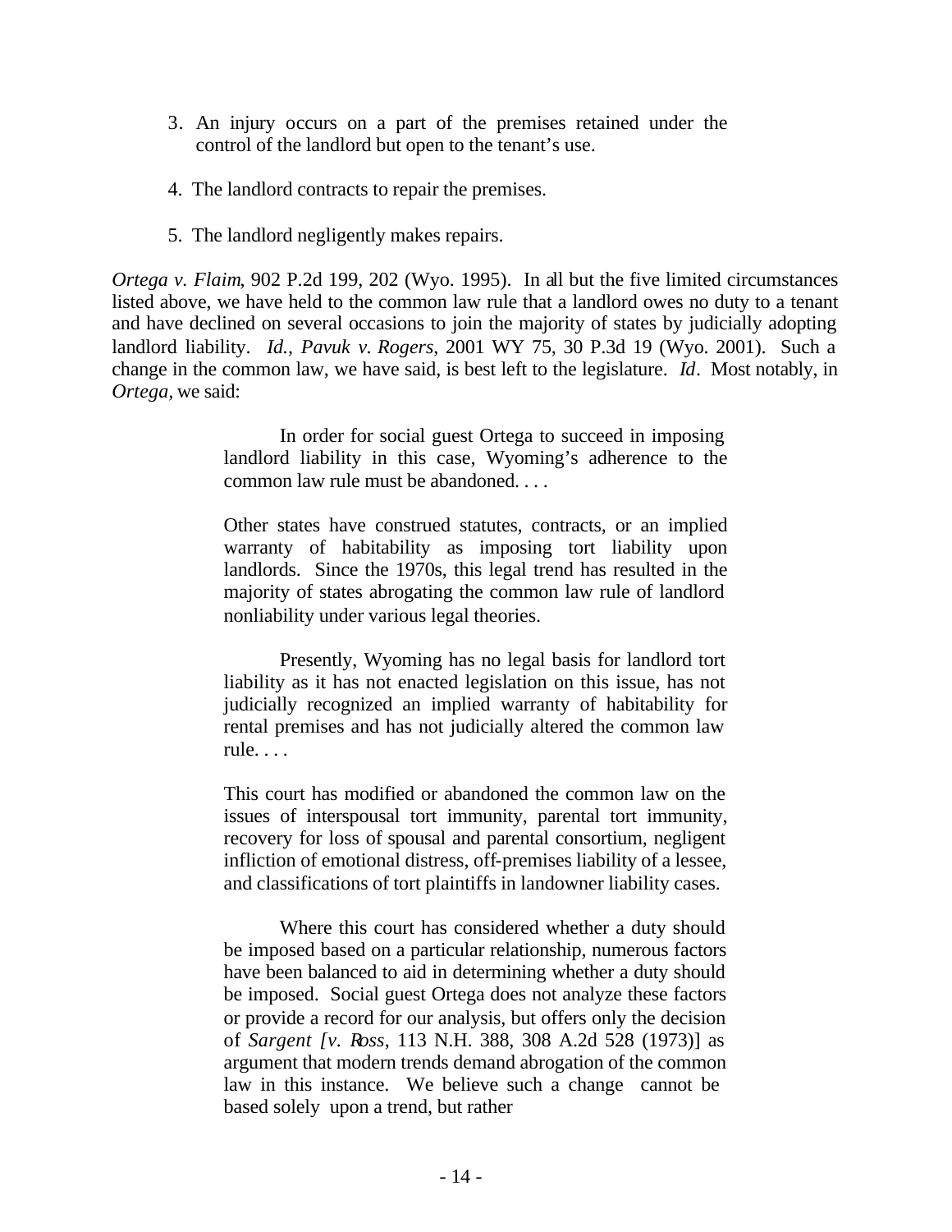3. An injury occurs on a part of the premises retained under the control of the landlord but open to the tenant's use.

4. The landlord contracts to repair the premises.

5. The landlord negligently makes repairs.

*Ortega v. Flaim*, 902 P.2d 199, 202 (Wyo. 1995). In all but the five limited circumstances listed above, we have held to the common law rule that a landlord owes no duty to a tenant and have declined on several occasions to join the majority of states by judicially adopting landlord liability. *Id.*, *Pavuk v. Rogers*, 2001 WY 75, 30 P.3d 19 (Wyo. 2001). Such a change in the common law, we have said, is best left to the legislature. *Id*. Most notably, in *Ortega*, we said:

> In order for social guest Ortega to succeed in imposing landlord liability in this case, Wyoming's adherence to the common law rule must be abandoned. . . .
>
> Other states have construed statutes, contracts, or an implied warranty of habitability as imposing tort liability upon landlords. Since the 1970s, this legal trend has resulted in the majority of states abrogating the common law rule of landlord nonliability under various legal theories.
>
> Presently, Wyoming has no legal basis for landlord tort liability as it has not enacted legislation on this issue, has not judicially recognized an implied warranty of habitability for rental premises and has not judicially altered the common law rule. . . .
>
> This court has modified or abandoned the common law on the issues of interspousal tort immunity, parental tort immunity, recovery for loss of spousal and parental consortium, negligent infliction of emotional distress, off-premises liability of a lessee, and classifications of tort plaintiffs in landowner liability cases.
>
> Where this court has considered whether a duty should be imposed based on a particular relationship, numerous factors have been balanced to aid in determining whether a duty should be imposed. Social guest Ortega does not analyze these factors or provide a record for our analysis, but offers only the decision of *Sargent [v. Ross*, 113 N.H. 388, 308 A.2d 528 (1973)] as argument that modern trends demand abrogation of the common law in this instance. We believe such a change cannot be based solely upon a trend, but rather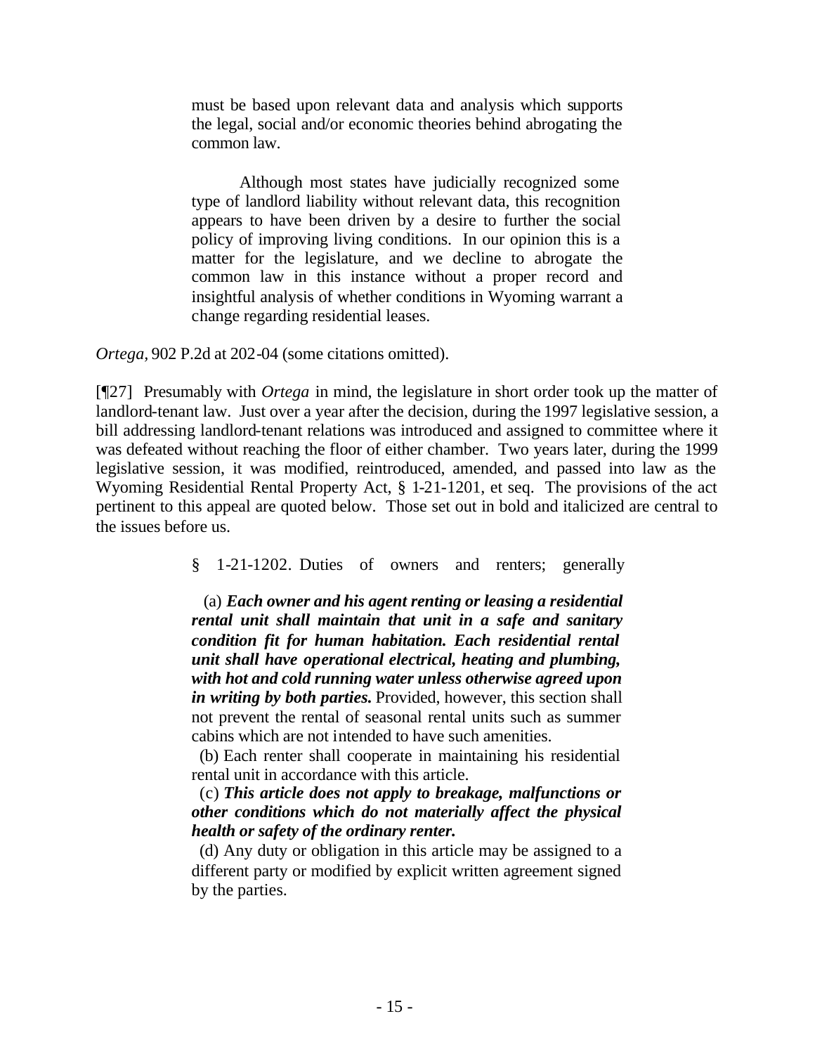> must be based upon relevant data and analysis which supports the legal, social and/or economic theories behind abrogating the common law.
>
> Although most states have judicially recognized some type of landlord liability without relevant data, this recognition appears to have been driven by a desire to further the social policy of improving living conditions. In our opinion this is a matter for the legislature, and we decline to abrogate the common law in this instance without a proper record and insightful analysis of whether conditions in Wyoming warrant a change regarding residential leases.

*Ortega,* 902 P.2d at 202-04 (some citations omitted).

[¶27] Presumably with *Ortega* in mind, the legislature in short order took up the matter of landlord-tenant law. Just over a year after the decision, during the 1997 legislative session, a bill addressing landlord-tenant relations was introduced and assigned to committee where it was defeated without reaching the floor of either chamber. Two years later, during the 1999 legislative session, it was modified, reintroduced, amended, and passed into law as the Wyoming Residential Rental Property Act, § 1-21-1201, et seq. The provisions of the act pertinent to this appeal are quoted below. Those set out in bold and italicized are central to the issues before us.

> § 1-21-1202. Duties of owners and renters; generally
>
> (a) ***Each owner and his agent renting or leasing a residential rental unit shall maintain that unit in a safe and sanitary condition fit for human habitation. Each residential rental unit shall have operational electrical, heating and plumbing, with hot and cold running water unless otherwise agreed upon in writing by both parties.*** Provided, however, this section shall not prevent the rental of seasonal rental units such as summer cabins which are not intended to have such amenities.
>
> (b) Each renter shall cooperate in maintaining his residential rental unit in accordance with this article.
>
> (c) ***This article does not apply to breakage, malfunctions or other conditions which do not materially affect the physical health or safety of the ordinary renter.***
>
> (d) Any duty or obligation in this article may be assigned to a different party or modified by explicit written agreement signed by the parties.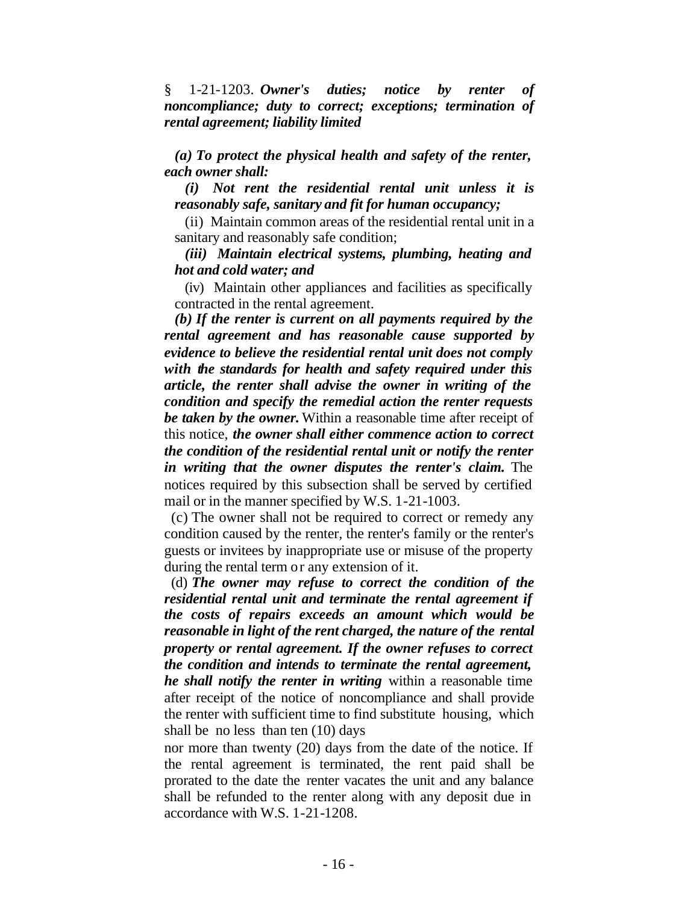§ 1-21-1203. ***Owner's duties; notice by renter of noncompliance; duty to correct; exceptions; termination of rental agreement; liability limited***

***(a) To protect the physical health and safety of the renter, each owner shall:***

***(i) Not rent the residential rental unit unless it is reasonably safe, sanitary and fit for human occupancy;***

(ii) Maintain common areas of the residential rental unit in a sanitary and reasonably safe condition;

***(iii) Maintain electrical systems, plumbing, heating and hot and cold water; and***

(iv) Maintain other appliances and facilities as specifically contracted in the rental agreement.

***(b) If the renter is current on all payments required by the rental agreement and has reasonable cause supported by evidence to believe the residential rental unit does not comply with the standards for health and safety required under this article, the renter shall advise the owner in writing of the condition and specify the remedial action the renter requests be taken by the owner.*** Within a reasonable time after receipt of this notice, ***the owner shall either commence action to correct the condition of the residential rental unit or notify the renter in writing that the owner disputes the renter's claim.*** The notices required by this subsection shall be served by certified mail or in the manner specified by W.S. 1-21-1003.

(c) The owner shall not be required to correct or remedy any condition caused by the renter, the renter's family or the renter's guests or invitees by inappropriate use or misuse of the property during the rental term or any extension of it.

(d) ***The owner may refuse to correct the condition of the residential rental unit and terminate the rental agreement if the costs of repairs exceeds an amount which would be reasonable in light of the rent charged, the nature of the rental property or rental agreement. If the owner refuses to correct the condition and intends to terminate the rental agreement, he shall notify the renter in writing*** within a reasonable time after receipt of the notice of noncompliance and shall provide the renter with sufficient time to find substitute housing, which shall be no less than ten (10) days nor more than twenty (20) days from the date of the notice. If the rental agreement is terminated, the rent paid shall be prorated to the date the renter vacates the unit and any balance shall be refunded to the renter along with any deposit due in accordance with W.S. 1-21-1208.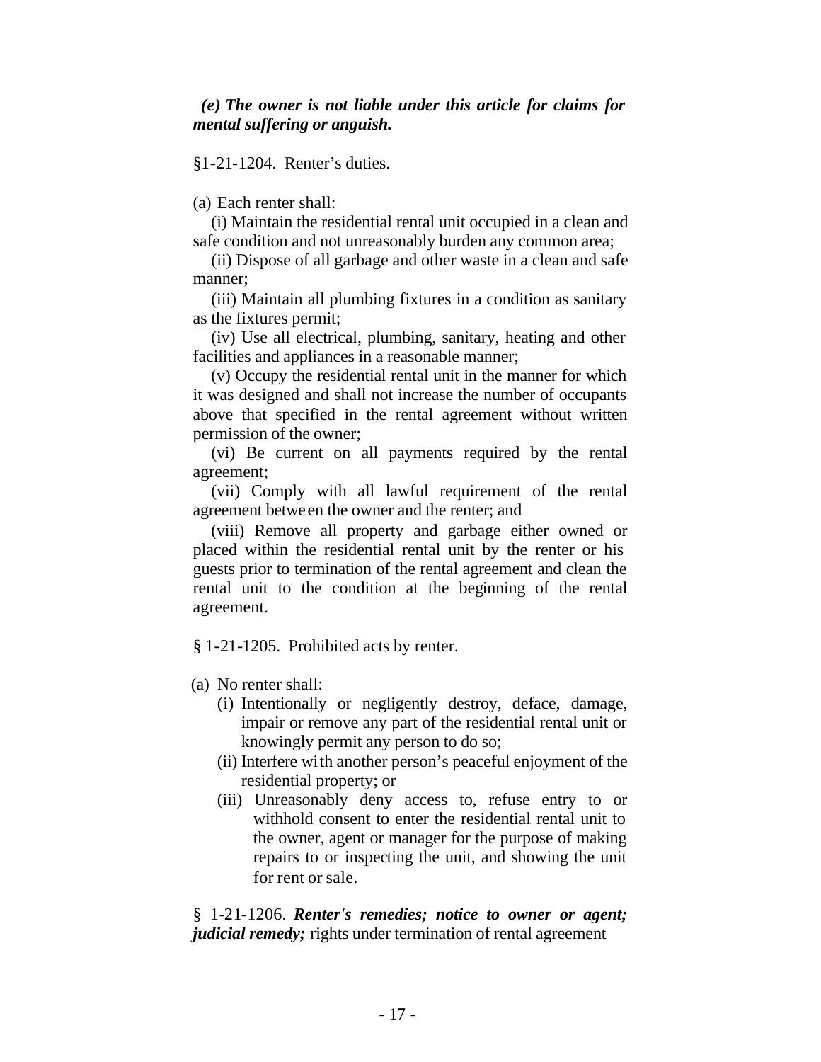*(e) The owner is not liable under this article for claims for mental suffering or anguish.*

§1-21-1204. Renter's duties.

(a) Each renter shall:

(i) Maintain the residential rental unit occupied in a clean and safe condition and not unreasonably burden any common area;

(ii) Dispose of all garbage and other waste in a clean and safe manner;

(iii) Maintain all plumbing fixtures in a condition as sanitary as the fixtures permit;

(iv) Use all electrical, plumbing, sanitary, heating and other facilities and appliances in a reasonable manner;

(v) Occupy the residential rental unit in the manner for which it was designed and shall not increase the number of occupants above that specified in the rental agreement without written permission of the owner;

(vi) Be current on all payments required by the rental agreement;

(vii) Comply with all lawful requirement of the rental agreement between the owner and the renter; and

(viii) Remove all property and garbage either owned or placed within the residential rental unit by the renter or his guests prior to termination of the rental agreement and clean the rental unit to the condition at the beginning of the rental agreement.

§ 1-21-1205. Prohibited acts by renter.

(a) No renter shall:

(i) Intentionally or negligently destroy, deface, damage, impair or remove any part of the residential rental unit or knowingly permit any person to do so;

(ii) Interfere with another person's peaceful enjoyment of the residential property; or

(iii) Unreasonably deny access to, refuse entry to or withhold consent to enter the residential rental unit to the owner, agent or manager for the purpose of making repairs to or inspecting the unit, and showing the unit for rent or sale.

§ 1-21-1206. ***Renter's remedies; notice to owner or agent; judicial remedy;*** rights under termination of rental agreement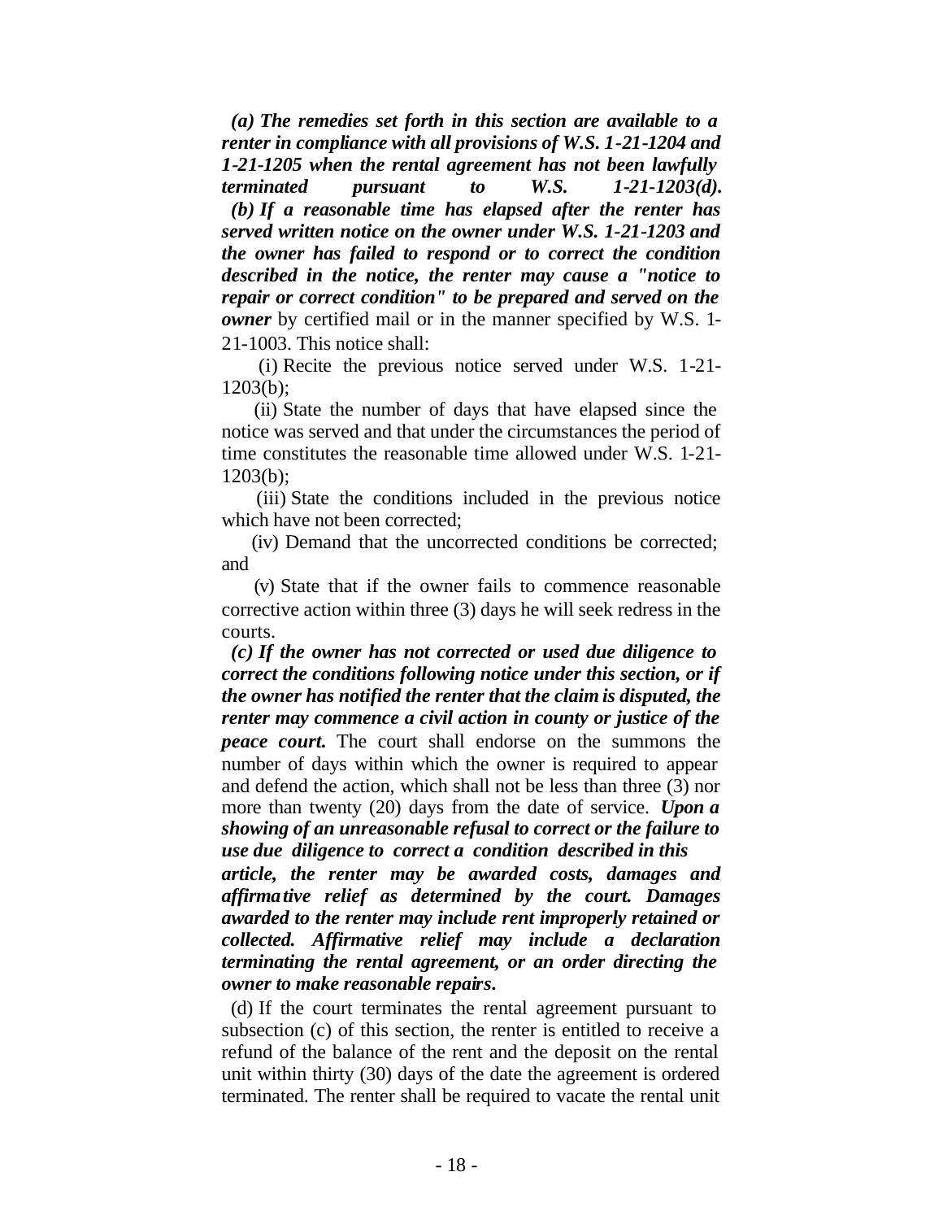*(a)* ***The remedies set forth in this section are available to a renter in compliance with all provisions of W.S. 1-21-1204 and 1-21-1205 when the rental agreement has not been lawfully terminated pursuant to W.S. 1-21-1203(d).***

***(b) If a reasonable time has elapsed after the renter has served written notice on the owner under W.S. 1-21-1203 and the owner has failed to respond or to correct the condition described in the notice, the renter may cause a "notice to repair or correct condition" to be prepared and served on the owner*** by certified mail or in the manner specified by W.S. 1-21-1003. This notice shall:

(i) Recite the previous notice served under W.S. 1-21-1203(b);

(ii) State the number of days that have elapsed since the notice was served and that under the circumstances the period of time constitutes the reasonable time allowed under W.S. 1-21-1203(b);

(iii) State the conditions included in the previous notice which have not been corrected;

(iv) Demand that the uncorrected conditions be corrected; and

(v) State that if the owner fails to commence reasonable corrective action within three (3) days he will seek redress in the courts.

***(c) If the owner has not corrected or used due diligence to correct the conditions following notice under this section, or if the owner has notified the renter that the claim is disputed, the renter may commence a civil action in county or justice of the peace court.*** The court shall endorse on the summons the number of days within which the owner is required to appear and defend the action, which shall not be less than three (3) nor more than twenty (20) days from the date of service. ***Upon a showing of an unreasonable refusal to correct or the failure to use due diligence to correct a condition described in this article, the renter may be awarded costs, damages and affirmative relief as determined by the court. Damages awarded to the renter may include rent improperly retained or collected. Affirmative relief may include a declaration terminating the rental agreement, or an order directing the owner to make reasonable repairs.***

(d) If the court terminates the rental agreement pursuant to subsection (c) of this section, the renter is entitled to receive a refund of the balance of the rent and the deposit on the rental unit within thirty (30) days of the date the agreement is ordered terminated. The renter shall be required to vacate the rental unit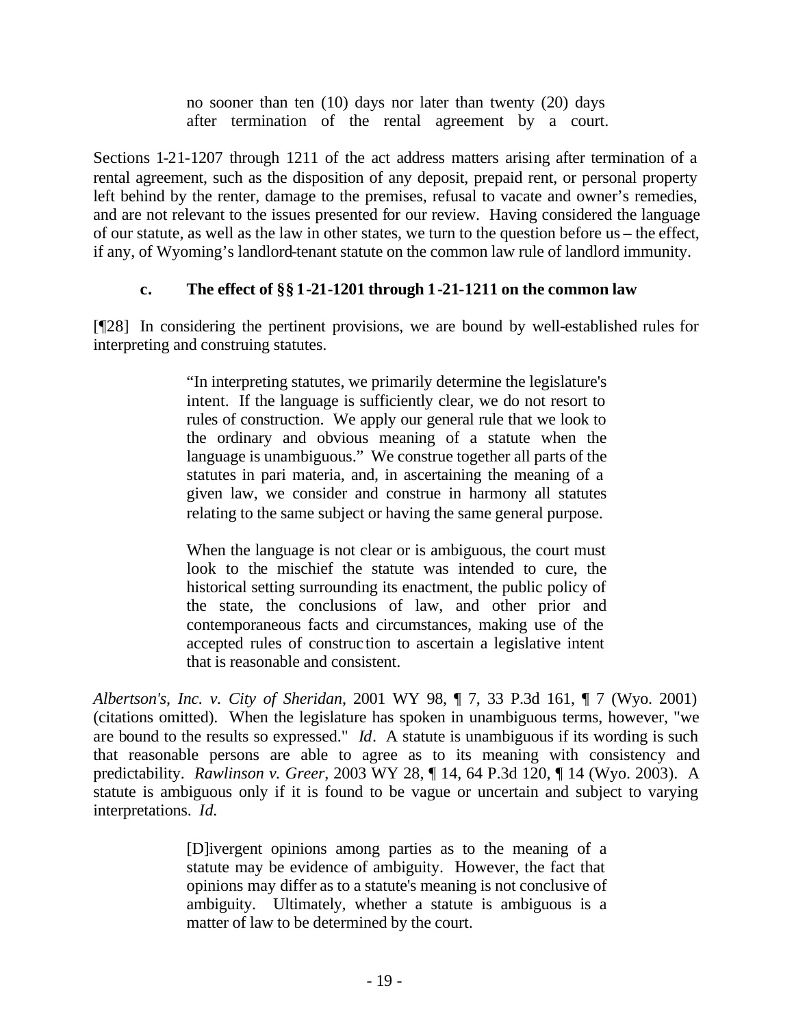> no sooner than ten (10) days nor later than twenty (20) days after termination of the rental agreement by a court.

Sections 1-21-1207 through 1211 of the act address matters arising after termination of a rental agreement, such as the disposition of any deposit, prepaid rent, or personal property left behind by the renter, damage to the premises, refusal to vacate and owner's remedies, and are not relevant to the issues presented for our review. Having considered the language of our statute, as well as the law in other states, we turn to the question before us – the effect, if any, of Wyoming's landlord-tenant statute on the common law rule of landlord immunity.

### c. The effect of §§ 1-21-1201 through 1-21-1211 on the common law

[¶28] In considering the pertinent provisions, we are bound by well-established rules for interpreting and construing statutes.

> "In interpreting statutes, we primarily determine the legislature's intent. If the language is sufficiently clear, we do not resort to rules of construction. We apply our general rule that we look to the ordinary and obvious meaning of a statute when the language is unambiguous." We construe together all parts of the statutes in pari materia, and, in ascertaining the meaning of a given law, we consider and construe in harmony all statutes relating to the same subject or having the same general purpose.
>
> When the language is not clear or is ambiguous, the court must look to the mischief the statute was intended to cure, the historical setting surrounding its enactment, the public policy of the state, the conclusions of law, and other prior and contemporaneous facts and circumstances, making use of the accepted rules of construction to ascertain a legislative intent that is reasonable and consistent.

*Albertson's, Inc. v. City of Sheridan*, 2001 WY 98, ¶ 7, 33 P.3d 161, ¶ 7 (Wyo. 2001) (citations omitted). When the legislature has spoken in unambiguous terms, however, "we are bound to the results so expressed." *Id*. A statute is unambiguous if its wording is such that reasonable persons are able to agree as to its meaning with consistency and predictability. *Rawlinson v. Greer*, 2003 WY 28, ¶ 14, 64 P.3d 120, ¶ 14 (Wyo. 2003). A statute is ambiguous only if it is found to be vague or uncertain and subject to varying interpretations. *Id.*

> [D]ivergent opinions among parties as to the meaning of a statute may be evidence of ambiguity. However, the fact that opinions may differ as to a statute's meaning is not conclusive of ambiguity. Ultimately, whether a statute is ambiguous is a matter of law to be determined by the court.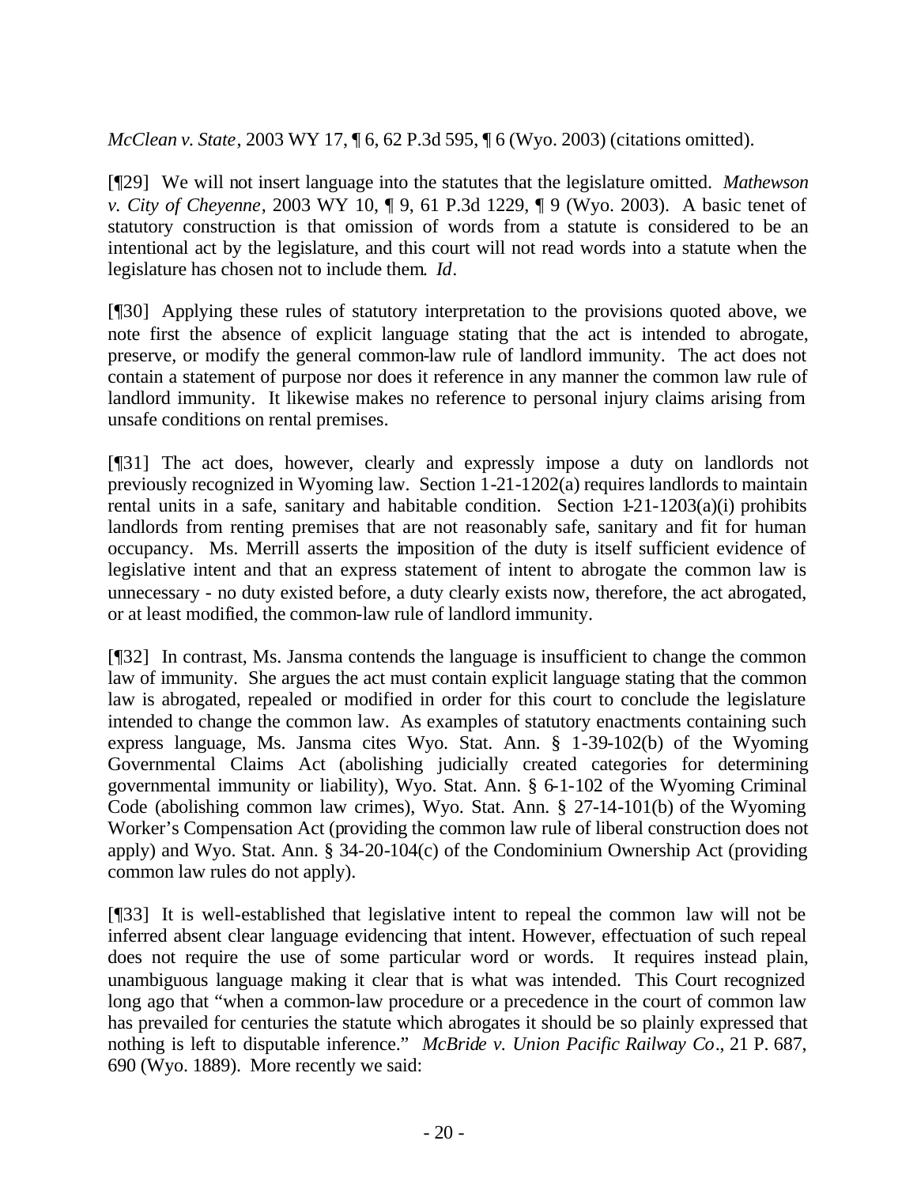*McClean v. State*, 2003 WY 17, ¶ 6, 62 P.3d 595, ¶ 6 (Wyo. 2003) (citations omitted).

[¶29] We will not insert language into the statutes that the legislature omitted. *Mathewson v. City of Cheyenne*, 2003 WY 10, ¶ 9, 61 P.3d 1229, ¶ 9 (Wyo. 2003). A basic tenet of statutory construction is that omission of words from a statute is considered to be an intentional act by the legislature, and this court will not read words into a statute when the legislature has chosen not to include them. *Id*.

[¶30] Applying these rules of statutory interpretation to the provisions quoted above, we note first the absence of explicit language stating that the act is intended to abrogate, preserve, or modify the general common-law rule of landlord immunity. The act does not contain a statement of purpose nor does it reference in any manner the common law rule of landlord immunity. It likewise makes no reference to personal injury claims arising from unsafe conditions on rental premises.

[¶31] The act does, however, clearly and expressly impose a duty on landlords not previously recognized in Wyoming law. Section 1-21-1202(a) requires landlords to maintain rental units in a safe, sanitary and habitable condition. Section 1-21-1203(a)(i) prohibits landlords from renting premises that are not reasonably safe, sanitary and fit for human occupancy. Ms. Merrill asserts the imposition of the duty is itself sufficient evidence of legislative intent and that an express statement of intent to abrogate the common law is unnecessary - no duty existed before, a duty clearly exists now, therefore, the act abrogated, or at least modified, the common-law rule of landlord immunity.

[¶32] In contrast, Ms. Jansma contends the language is insufficient to change the common law of immunity. She argues the act must contain explicit language stating that the common law is abrogated, repealed or modified in order for this court to conclude the legislature intended to change the common law. As examples of statutory enactments containing such express language, Ms. Jansma cites Wyo. Stat. Ann. § 1-39-102(b) of the Wyoming Governmental Claims Act (abolishing judicially created categories for determining governmental immunity or liability), Wyo. Stat. Ann. § 6-1-102 of the Wyoming Criminal Code (abolishing common law crimes), Wyo. Stat. Ann. § 27-14-101(b) of the Wyoming Worker's Compensation Act (providing the common law rule of liberal construction does not apply) and Wyo. Stat. Ann. § 34-20-104(c) of the Condominium Ownership Act (providing common law rules do not apply).

[¶33] It is well-established that legislative intent to repeal the common law will not be inferred absent clear language evidencing that intent. However, effectuation of such repeal does not require the use of some particular word or words. It requires instead plain, unambiguous language making it clear that is what was intended. This Court recognized long ago that "when a common-law procedure or a precedence in the court of common law has prevailed for centuries the statute which abrogates it should be so plainly expressed that nothing is left to disputable inference." *McBride v. Union Pacific Railway Co*., 21 P. 687, 690 (Wyo. 1889). More recently we said: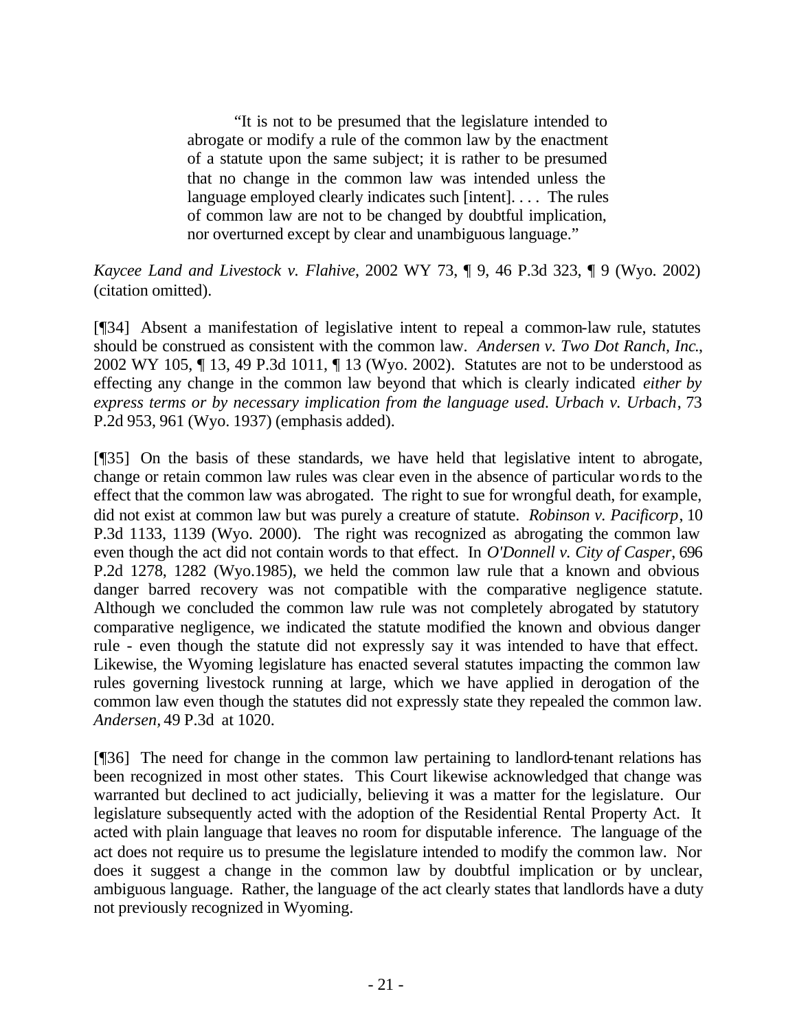> "It is not to be presumed that the legislature intended to abrogate or modify a rule of the common law by the enactment of a statute upon the same subject; it is rather to be presumed that no change in the common law was intended unless the language employed clearly indicates such [intent]. . . . The rules of common law are not to be changed by doubtful implication, nor overturned except by clear and unambiguous language."

*Kaycee Land and Livestock v. Flahive*, 2002 WY 73, ¶ 9, 46 P.3d 323, ¶ 9 (Wyo. 2002) (citation omitted).

[¶34] Absent a manifestation of legislative intent to repeal a common-law rule, statutes should be construed as consistent with the common law. *Andersen v. Two Dot Ranch, Inc.*, 2002 WY 105, ¶ 13, 49 P.3d 1011, ¶ 13 (Wyo. 2002). Statutes are not to be understood as effecting any change in the common law beyond that which is clearly indicated *either by express terms or by necessary implication from the language used. Urbach v. Urbach*, 73 P.2d 953, 961 (Wyo. 1937) (emphasis added).

[¶35] On the basis of these standards, we have held that legislative intent to abrogate, change or retain common law rules was clear even in the absence of particular words to the effect that the common law was abrogated. The right to sue for wrongful death, for example, did not exist at common law but was purely a creature of statute. *Robinson v. Pacificorp*, 10 P.3d 1133, 1139 (Wyo. 2000). The right was recognized as abrogating the common law even though the act did not contain words to that effect. In *O'Donnell v. City of Casper*, 696 P.2d 1278, 1282 (Wyo.1985), we held the common law rule that a known and obvious danger barred recovery was not compatible with the comparative negligence statute. Although we concluded the common law rule was not completely abrogated by statutory comparative negligence, we indicated the statute modified the known and obvious danger rule - even though the statute did not expressly say it was intended to have that effect. Likewise, the Wyoming legislature has enacted several statutes impacting the common law rules governing livestock running at large, which we have applied in derogation of the common law even though the statutes did not expressly state they repealed the common law. *Andersen,* 49 P.3d at 1020.

[¶36] The need for change in the common law pertaining to landlord-tenant relations has been recognized in most other states. This Court likewise acknowledged that change was warranted but declined to act judicially, believing it was a matter for the legislature. Our legislature subsequently acted with the adoption of the Residential Rental Property Act. It acted with plain language that leaves no room for disputable inference. The language of the act does not require us to presume the legislature intended to modify the common law. Nor does it suggest a change in the common law by doubtful implication or by unclear, ambiguous language. Rather, the language of the act clearly states that landlords have a duty not previously recognized in Wyoming.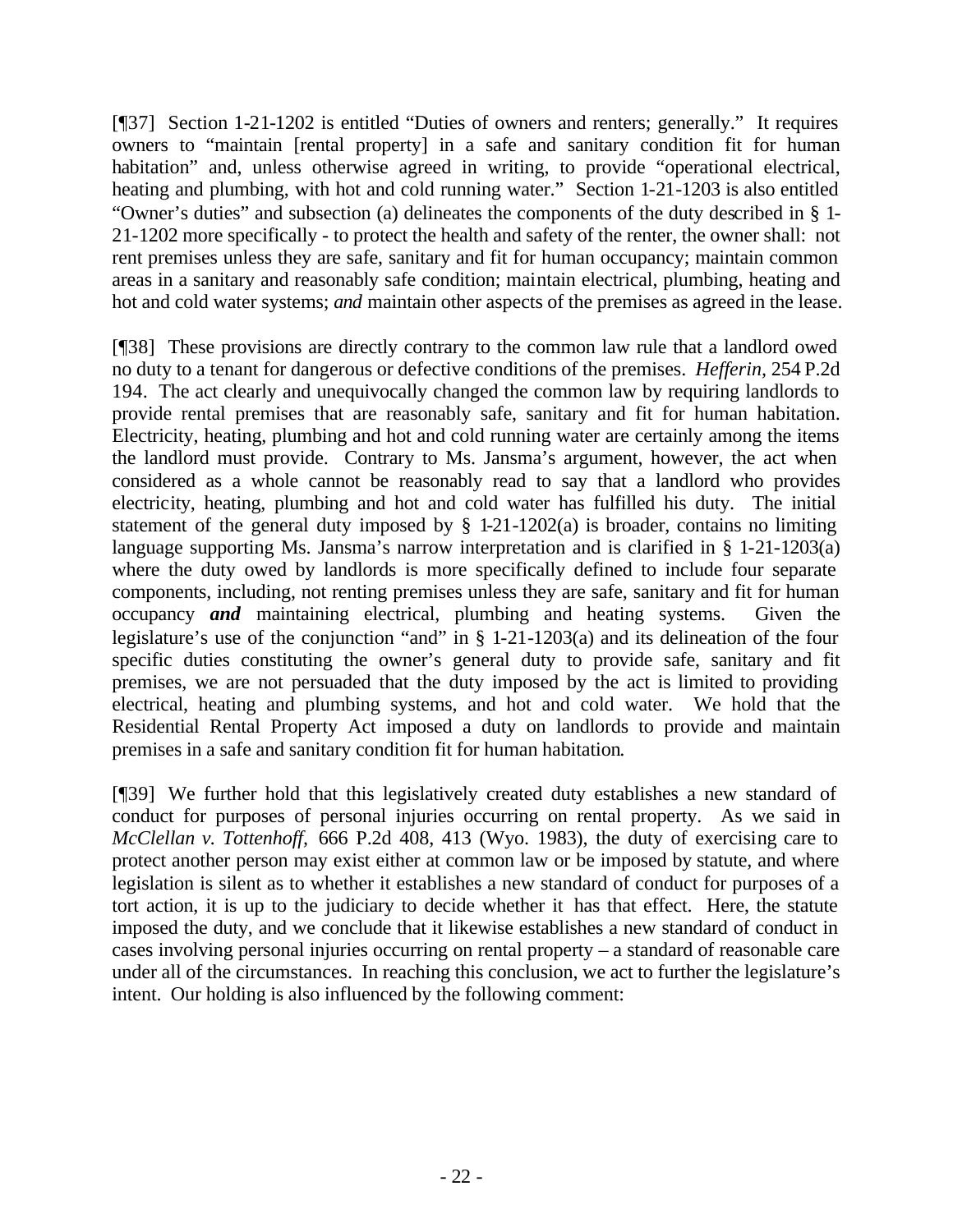[¶37] Section 1-21-1202 is entitled "Duties of owners and renters; generally." It requires owners to "maintain [rental property] in a safe and sanitary condition fit for human habitation" and, unless otherwise agreed in writing, to provide "operational electrical, heating and plumbing, with hot and cold running water." Section 1-21-1203 is also entitled "Owner's duties" and subsection (a) delineates the components of the duty described in § 1-21-1202 more specifically - to protect the health and safety of the renter, the owner shall: not rent premises unless they are safe, sanitary and fit for human occupancy; maintain common areas in a sanitary and reasonably safe condition; maintain electrical, plumbing, heating and hot and cold water systems; *and* maintain other aspects of the premises as agreed in the lease.

[¶38] These provisions are directly contrary to the common law rule that a landlord owed no duty to a tenant for dangerous or defective conditions of the premises. *Hefferin*, 254 P.2d 194. The act clearly and unequivocally changed the common law by requiring landlords to provide rental premises that are reasonably safe, sanitary and fit for human habitation. Electricity, heating, plumbing and hot and cold running water are certainly among the items the landlord must provide. Contrary to Ms. Jansma's argument, however, the act when considered as a whole cannot be reasonably read to say that a landlord who provides electricity, heating, plumbing and hot and cold water has fulfilled his duty. The initial statement of the general duty imposed by § 1-21-1202(a) is broader, contains no limiting language supporting Ms. Jansma's narrow interpretation and is clarified in § 1-21-1203(a) where the duty owed by landlords is more specifically defined to include four separate components, including, not renting premises unless they are safe, sanitary and fit for human occupancy ***and*** maintaining electrical, plumbing and heating systems. Given the legislature's use of the conjunction "and" in § 1-21-1203(a) and its delineation of the four specific duties constituting the owner's general duty to provide safe, sanitary and fit premises, we are not persuaded that the duty imposed by the act is limited to providing electrical, heating and plumbing systems, and hot and cold water. We hold that the Residential Rental Property Act imposed a duty on landlords to provide and maintain premises in a safe and sanitary condition fit for human habitation.

[¶39] We further hold that this legislatively created duty establishes a new standard of conduct for purposes of personal injuries occurring on rental property. As we said in *McClellan v. Tottenhoff*, 666 P.2d 408, 413 (Wyo. 1983), the duty of exercising care to protect another person may exist either at common law or be imposed by statute, and where legislation is silent as to whether it establishes a new standard of conduct for purposes of a tort action, it is up to the judiciary to decide whether it has that effect. Here, the statute imposed the duty, and we conclude that it likewise establishes a new standard of conduct in cases involving personal injuries occurring on rental property – a standard of reasonable care under all of the circumstances. In reaching this conclusion, we act to further the legislature's intent. Our holding is also influenced by the following comment: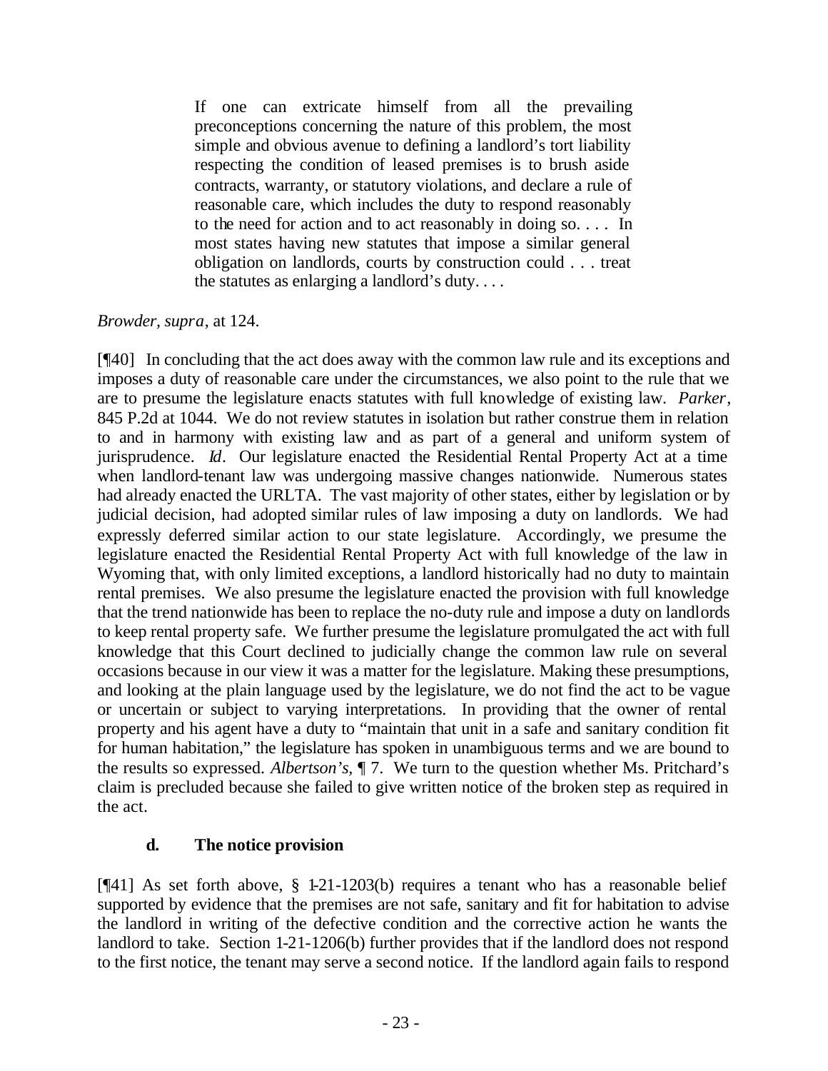> If one can extricate himself from all the prevailing preconceptions concerning the nature of this problem, the most simple and obvious avenue to defining a landlord's tort liability respecting the condition of leased premises is to brush aside contracts, warranty, or statutory violations, and declare a rule of reasonable care, which includes the duty to respond reasonably to the need for action and to act reasonably in doing so. . . . In most states having new statutes that impose a similar general obligation on landlords, courts by construction could . . . treat the statutes as enlarging a landlord's duty. . . .

*Browder, supra*, at 124.

[¶40] In concluding that the act does away with the common law rule and its exceptions and imposes a duty of reasonable care under the circumstances, we also point to the rule that we are to presume the legislature enacts statutes with full knowledge of existing law. *Parker*, 845 P.2d at 1044. We do not review statutes in isolation but rather construe them in relation to and in harmony with existing law and as part of a general and uniform system of jurisprudence. *Id*. Our legislature enacted the Residential Rental Property Act at a time when landlord-tenant law was undergoing massive changes nationwide. Numerous states had already enacted the URLTA. The vast majority of other states, either by legislation or by judicial decision, had adopted similar rules of law imposing a duty on landlords. We had expressly deferred similar action to our state legislature. Accordingly, we presume the legislature enacted the Residential Rental Property Act with full knowledge of the law in Wyoming that, with only limited exceptions, a landlord historically had no duty to maintain rental premises. We also presume the legislature enacted the provision with full knowledge that the trend nationwide has been to replace the no-duty rule and impose a duty on landlords to keep rental property safe. We further presume the legislature promulgated the act with full knowledge that this Court declined to judicially change the common law rule on several occasions because in our view it was a matter for the legislature. Making these presumptions, and looking at the plain language used by the legislature, we do not find the act to be vague or uncertain or subject to varying interpretations. In providing that the owner of rental property and his agent have a duty to "maintain that unit in a safe and sanitary condition fit for human habitation," the legislature has spoken in unambiguous terms and we are bound to the results so expressed. *Albertson's*, ¶ 7. We turn to the question whether Ms. Pritchard's claim is precluded because she failed to give written notice of the broken step as required in the act.

### d. The notice provision

[¶41] As set forth above, § 1-21-1203(b) requires a tenant who has a reasonable belief supported by evidence that the premises are not safe, sanitary and fit for habitation to advise the landlord in writing of the defective condition and the corrective action he wants the landlord to take. Section 1-21-1206(b) further provides that if the landlord does not respond to the first notice, the tenant may serve a second notice. If the landlord again fails to respond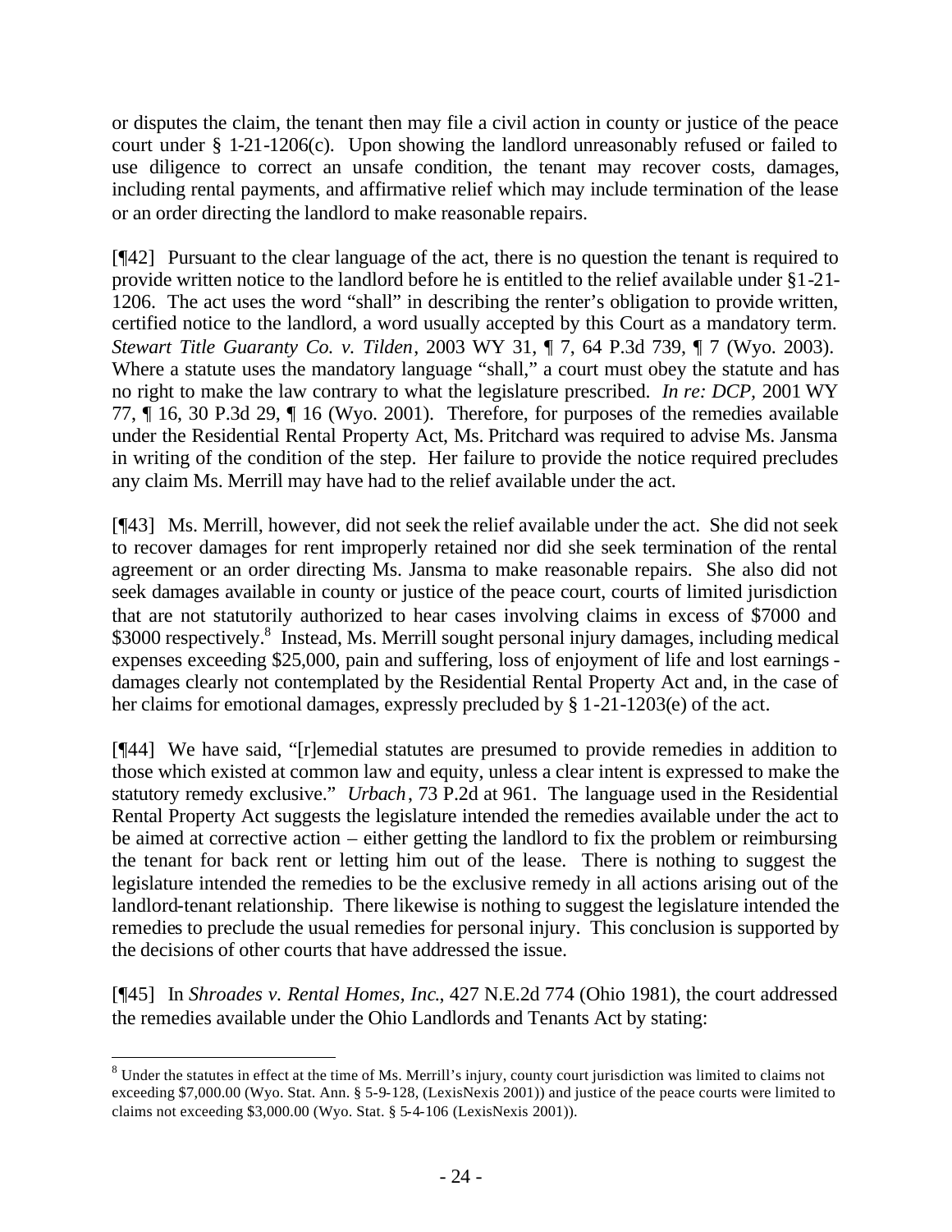or disputes the claim, the tenant then may file a civil action in county or justice of the peace court under § 1-21-1206(c). Upon showing the landlord unreasonably refused or failed to use diligence to correct an unsafe condition, the tenant may recover costs, damages, including rental payments, and affirmative relief which may include termination of the lease or an order directing the landlord to make reasonable repairs.

[¶42] Pursuant to the clear language of the act, there is no question the tenant is required to provide written notice to the landlord before he is entitled to the relief available under §1-21-1206. The act uses the word "shall" in describing the renter's obligation to provide written, certified notice to the landlord, a word usually accepted by this Court as a mandatory term. *Stewart Title Guaranty Co. v. Tilden*, 2003 WY 31, ¶ 7, 64 P.3d 739, ¶ 7 (Wyo. 2003). Where a statute uses the mandatory language "shall," a court must obey the statute and has no right to make the law contrary to what the legislature prescribed. *In re: DCP*, 2001 WY 77, ¶ 16, 30 P.3d 29, ¶ 16 (Wyo. 2001). Therefore, for purposes of the remedies available under the Residential Rental Property Act, Ms. Pritchard was required to advise Ms. Jansma in writing of the condition of the step. Her failure to provide the notice required precludes any claim Ms. Merrill may have had to the relief available under the act.

[¶43] Ms. Merrill, however, did not seek the relief available under the act. She did not seek to recover damages for rent improperly retained nor did she seek termination of the rental agreement or an order directing Ms. Jansma to make reasonable repairs. She also did not seek damages available in county or justice of the peace court, courts of limited jurisdiction that are not statutorily authorized to hear cases involving claims in excess of $7000 and $3000 respectively.[8] Instead, Ms. Merrill sought personal injury damages, including medical expenses exceeding $25,000, pain and suffering, loss of enjoyment of life and lost earnings - damages clearly not contemplated by the Residential Rental Property Act and, in the case of her claims for emotional damages, expressly precluded by § 1-21-1203(e) of the act.

[¶44] We have said, "[r]emedial statutes are presumed to provide remedies in addition to those which existed at common law and equity, unless a clear intent is expressed to make the statutory remedy exclusive." *Urbach*, 73 P.2d at 961. The language used in the Residential Rental Property Act suggests the legislature intended the remedies available under the act to be aimed at corrective action – either getting the landlord to fix the problem or reimbursing the tenant for back rent or letting him out of the lease. There is nothing to suggest the legislature intended the remedies to be the exclusive remedy in all actions arising out of the landlord-tenant relationship. There likewise is nothing to suggest the legislature intended the remedies to preclude the usual remedies for personal injury. This conclusion is supported by the decisions of other courts that have addressed the issue.

[¶45] In *Shroades v. Rental Homes, Inc.*, 427 N.E.2d 774 (Ohio 1981), the court addressed the remedies available under the Ohio Landlords and Tenants Act by stating:

[8] Under the statutes in effect at the time of Ms. Merrill's injury, county court jurisdiction was limited to claims not exceeding $7,000.00 (Wyo. Stat. Ann. § 5-9-128, (LexisNexis 2001)) and justice of the peace courts were limited to claims not exceeding $3,000.00 (Wyo. Stat. § 5-4-106 (LexisNexis 2001)).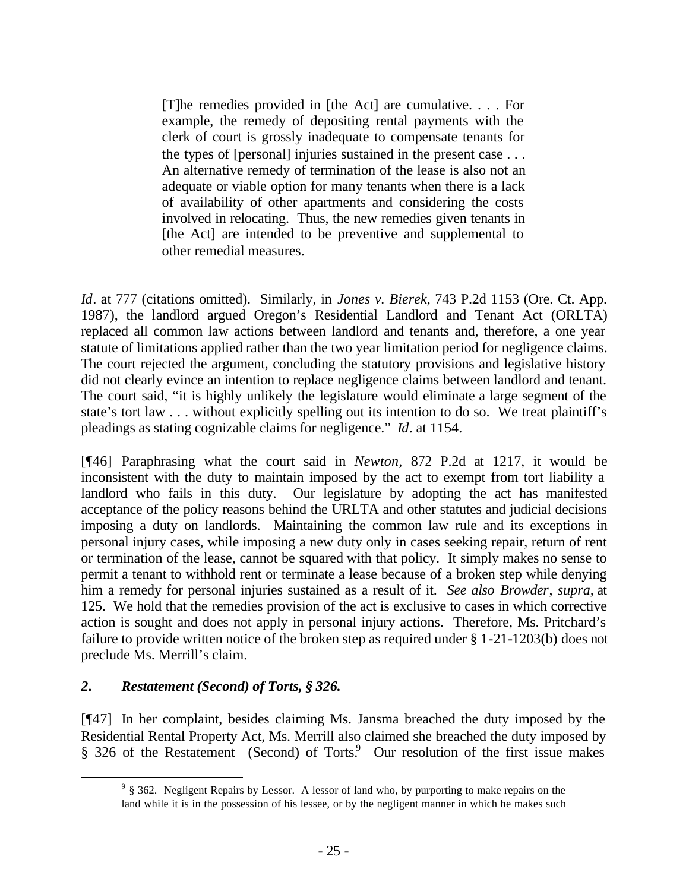> [T]he remedies provided in [the Act] are cumulative. . . . For example, the remedy of depositing rental payments with the clerk of court is grossly inadequate to compensate tenants for the types of [personal] injuries sustained in the present case . . . An alternative remedy of termination of the lease is also not an adequate or viable option for many tenants when there is a lack of availability of other apartments and considering the costs involved in relocating. Thus, the new remedies given tenants in [the Act] are intended to be preventive and supplemental to other remedial measures.

*Id*. at 777 (citations omitted). Similarly, in *Jones v. Bierek*, 743 P.2d 1153 (Ore. Ct. App. 1987), the landlord argued Oregon's Residential Landlord and Tenant Act (ORLTA) replaced all common law actions between landlord and tenants and, therefore, a one year statute of limitations applied rather than the two year limitation period for negligence claims. The court rejected the argument, concluding the statutory provisions and legislative history did not clearly evince an intention to replace negligence claims between landlord and tenant. The court said, "it is highly unlikely the legislature would eliminate a large segment of the state's tort law . . . without explicitly spelling out its intention to do so. We treat plaintiff's pleadings as stating cognizable claims for negligence." *Id*. at 1154.

[¶46] Paraphrasing what the court said in *Newton*, 872 P.2d at 1217, it would be inconsistent with the duty to maintain imposed by the act to exempt from tort liability a landlord who fails in this duty. Our legislature by adopting the act has manifested acceptance of the policy reasons behind the URLTA and other statutes and judicial decisions imposing a duty on landlords. Maintaining the common law rule and its exceptions in personal injury cases, while imposing a new duty only in cases seeking repair, return of rent or termination of the lease, cannot be squared with that policy. It simply makes no sense to permit a tenant to withhold rent or terminate a lease because of a broken step while denying him a remedy for personal injuries sustained as a result of it. *See also Browder*, *supra*, at 125. We hold that the remedies provision of the act is exclusive to cases in which corrective action is sought and does not apply in personal injury actions. Therefore, Ms. Pritchard's failure to provide written notice of the broken step as required under § 1-21-1203(b) does not preclude Ms. Merrill's claim.

## *2. Restatement (Second) of Torts, § 326.*

[¶47] In her complaint, besides claiming Ms. Jansma breached the duty imposed by the Residential Rental Property Act, Ms. Merrill also claimed she breached the duty imposed by § 326 of the Restatement (Second) of Torts.[9] Our resolution of the first issue makes

---

[9] § 362. Negligent Repairs by Lessor. A lessor of land who, by purporting to make repairs on the land while it is in the possession of his lessee, or by the negligent manner in which he makes such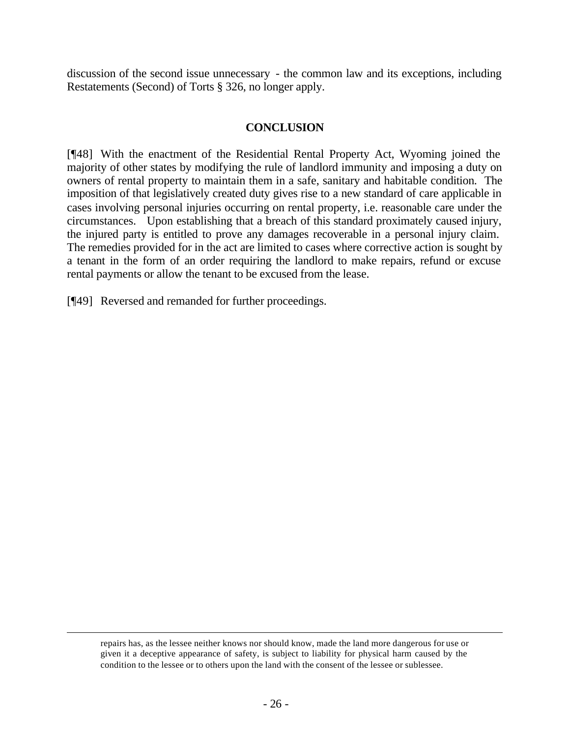discussion of the second issue unnecessary - the common law and its exceptions, including Restatements (Second) of Torts § 326, no longer apply.

## CONCLUSION

[¶48] With the enactment of the Residential Rental Property Act, Wyoming joined the majority of other states by modifying the rule of landlord immunity and imposing a duty on owners of rental property to maintain them in a safe, sanitary and habitable condition. The imposition of that legislatively created duty gives rise to a new standard of care applicable in cases involving personal injuries occurring on rental property, i.e. reasonable care under the circumstances. Upon establishing that a breach of this standard proximately caused injury, the injured party is entitled to prove any damages recoverable in a personal injury claim. The remedies provided for in the act are limited to cases where corrective action is sought by a tenant in the form of an order requiring the landlord to make repairs, refund or excuse rental payments or allow the tenant to be excused from the lease.

[¶49] Reversed and remanded for further proceedings.

---

repairs has, as the lessee neither knows nor should know, made the land more dangerous for use or given it a deceptive appearance of safety, is subject to liability for physical harm caused by the condition to the lessee or to others upon the land with the consent of the lessee or sublessee.